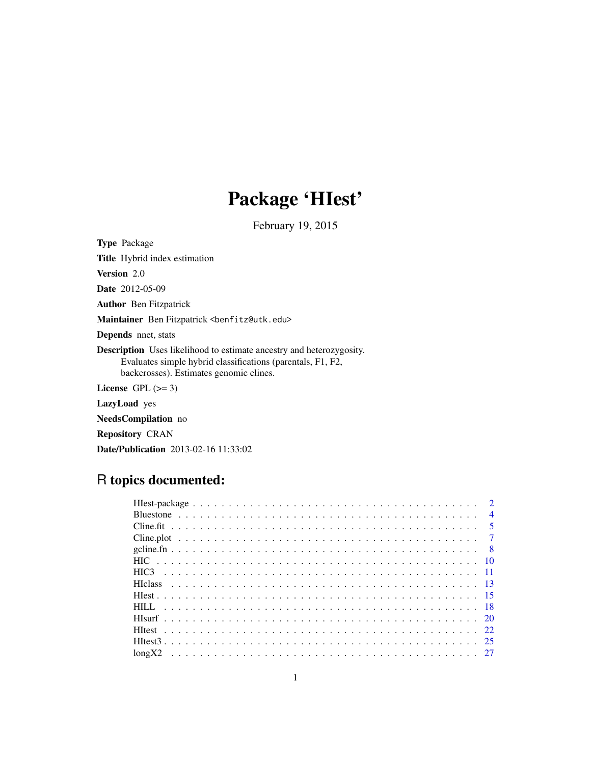# Package 'HIest'

February 19, 2015

**Type** Package

**Title** Hybrid index estimation

**Version** 2.0

**Date** 2012-05-09

**Author** Ben Fitzpatrick

**Maintainer** Ben Fitzpatrick <benfitz@utk.edu>

**Depends** nnet, stats

**Description** Uses likelihood to estimate ancestry and heterozygosity. Evaluates simple hybrid classifications (parentals, F1, F2, backcrosses). Estimates genomic clines.

**License** GPL (>= 3)

**LazyLoad** yes

**NeedsCompilation** no

**Repository** CRAN

**Date/Publication** 2013-02-16 11:33:02

## R topics documented:

| | |
|---|---|
| HIest-package | 2 |
| Bluestone | 4 |
| Cline.fit | 5 |
| Cline.plot | 7 |
| gcline.fn | 8 |
| HIC | 10 |
| HIC3 | 11 |
| HIclass | 13 |
| HIest | 15 |
| HILL | 18 |
| HIsurf | 20 |
| HItest | 22 |
| HItest3 | 25 |
| longX2 | 27 |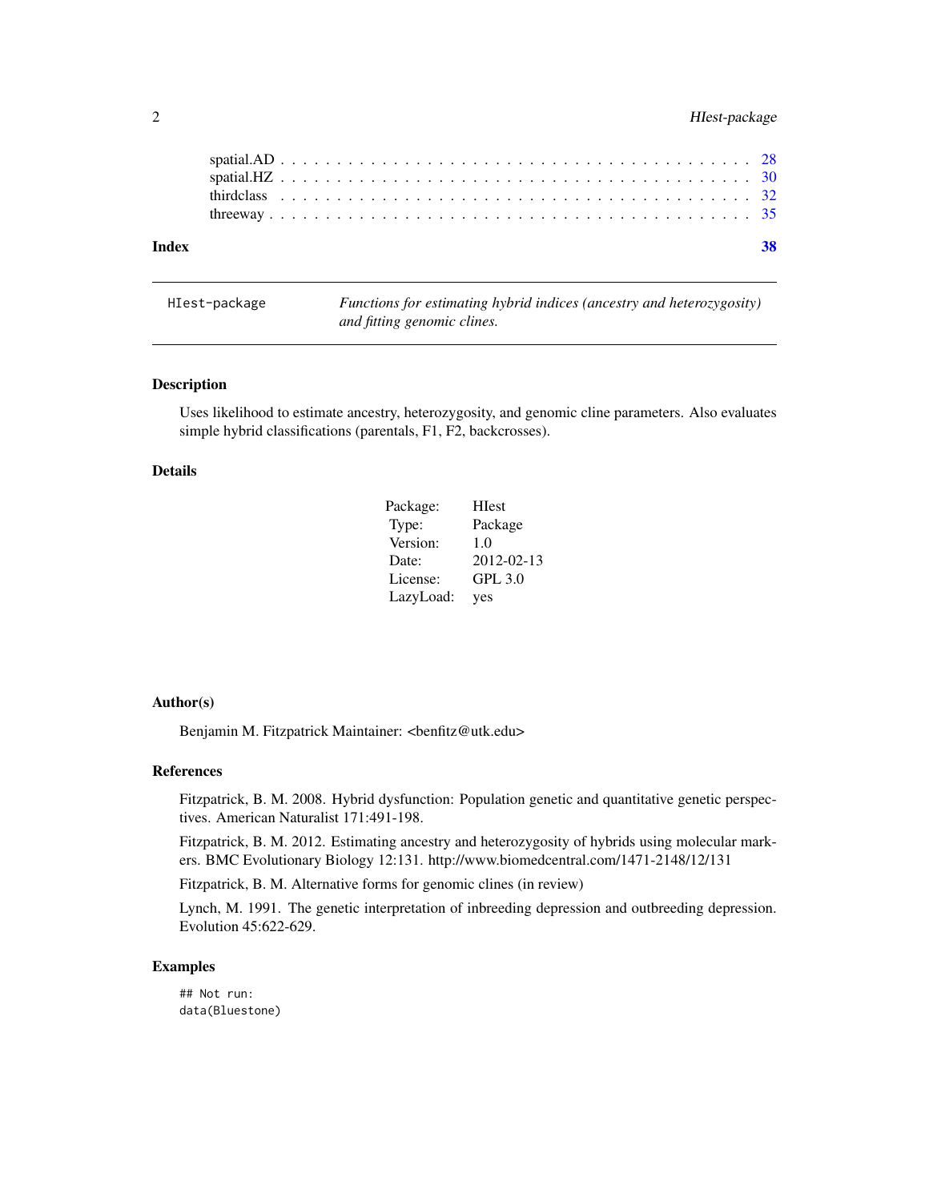| | |
|---|---|
| spatial.AD | 28 |
| spatial.HZ | 30 |
| thirdclass | 32 |
| threeway | 35 |

**Index** **38**

---

HIest-package — *Functions for estimating hybrid indices (ancestry and heterozygosity) and fitting genomic clines.*

---

## Description

Uses likelihood to estimate ancestry, heterozygosity, and genomic cline parameters. Also evaluates simple hybrid classifications (parentals, F1, F2, backcrosses).

## Details

| | |
|---|---|
| Package: | HIest |
| Type: | Package |
| Version: | 1.0 |
| Date: | 2012-02-13 |
| License: | GPL 3.0 |
| LazyLoad: | yes |

## Author(s)

Benjamin M. Fitzpatrick Maintainer: <benfitz@utk.edu>

## References

Fitzpatrick, B. M. 2008. Hybrid dysfunction: Population genetic and quantitative genetic perspectives. American Naturalist 171:491-198.

Fitzpatrick, B. M. 2012. Estimating ancestry and heterozygosity of hybrids using molecular markers. BMC Evolutionary Biology 12:131. http://www.biomedcentral.com/1471-2148/12/131

Fitzpatrick, B. M. Alternative forms for genomic clines (in review)

Lynch, M. 1991. The genetic interpretation of inbreeding depression and outbreeding depression. Evolution 45:622-629.

## Examples

```
## Not run:
data(Bluestone)
```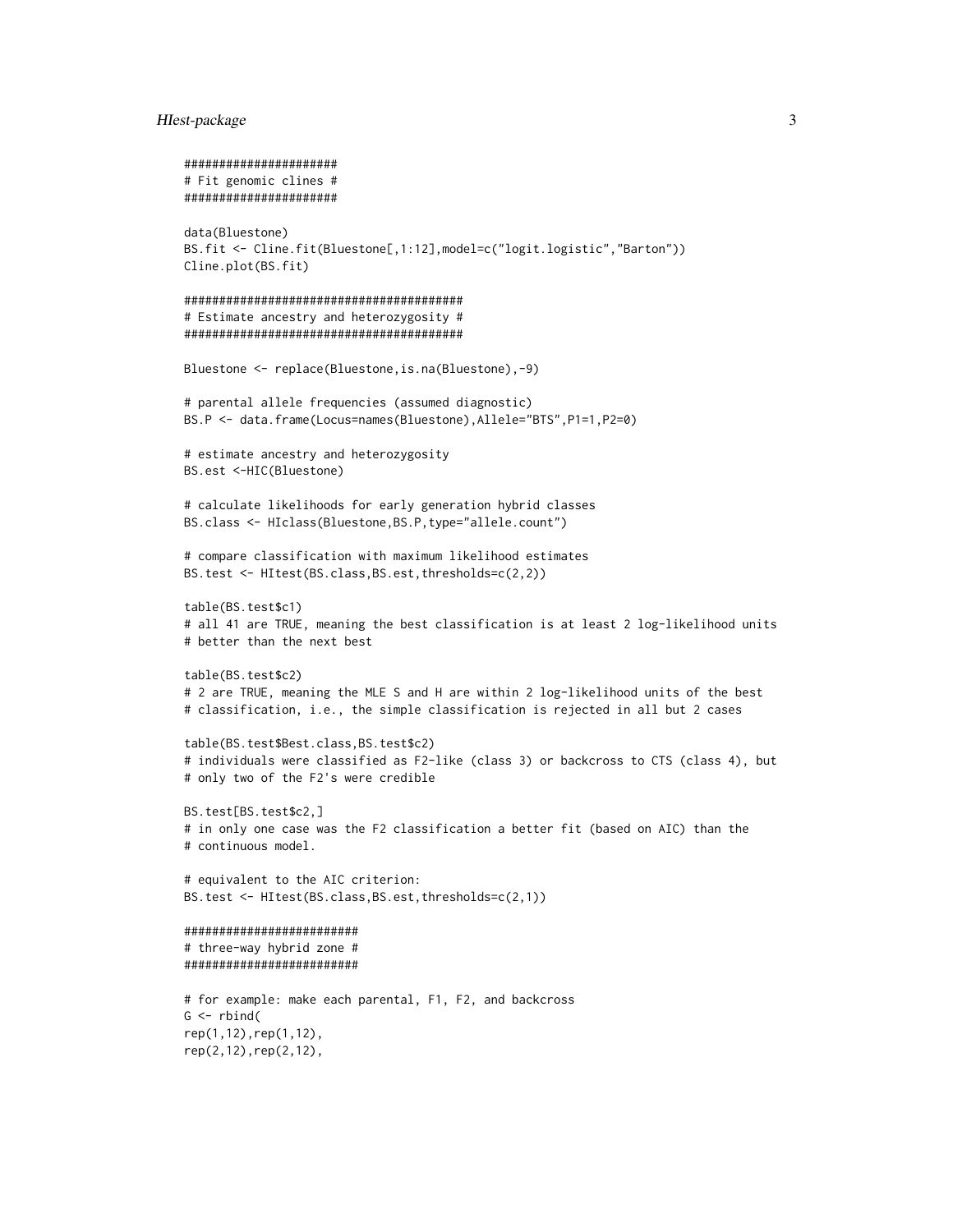```
######################
# Fit genomic clines #
######################

data(Bluestone)
BS.fit <- Cline.fit(Bluestone[,1:12],model=c("logit.logistic","Barton"))
Cline.plot(BS.fit)

#########################################
# Estimate ancestry and heterozygosity #
#########################################

Bluestone <- replace(Bluestone,is.na(Bluestone),-9)

# parental allele frequencies (assumed diagnostic)
BS.P <- data.frame(Locus=names(Bluestone),Allele="BTS",P1=1,P2=0)

# estimate ancestry and heterozygosity
BS.est <-HIC(Bluestone)

# calculate likelihoods for early generation hybrid classes
BS.class <- HIclass(Bluestone,BS.P,type="allele.count")

# compare classification with maximum likelihood estimates
BS.test <- HItest(BS.class,BS.est,thresholds=c(2,2))

table(BS.test$c1)
# all 41 are TRUE, meaning the best classification is at least 2 log-likelihood units
# better than the next best

table(BS.test$c2)
# 2 are TRUE, meaning the MLE S and H are within 2 log-likelihood units of the best
# classification, i.e., the simple classification is rejected in all but 2 cases

table(BS.test$Best.class,BS.test$c2)
# individuals were classified as F2-like (class 3) or backcross to CTS (class 4), but
# only two of the F2's were credible

BS.test[BS.test$c2,]
# in only one case was the F2 classification a better fit (based on AIC) than the
# continuous model.

# equivalent to the AIC criterion:
BS.test <- HItest(BS.class,BS.est,thresholds=c(2,1))

#########################
# three-way hybrid zone #
#########################

# for example: make each parental, F1, F2, and backcross
G <- rbind(
rep(1,12),rep(1,12),
rep(2,12),rep(2,12),
```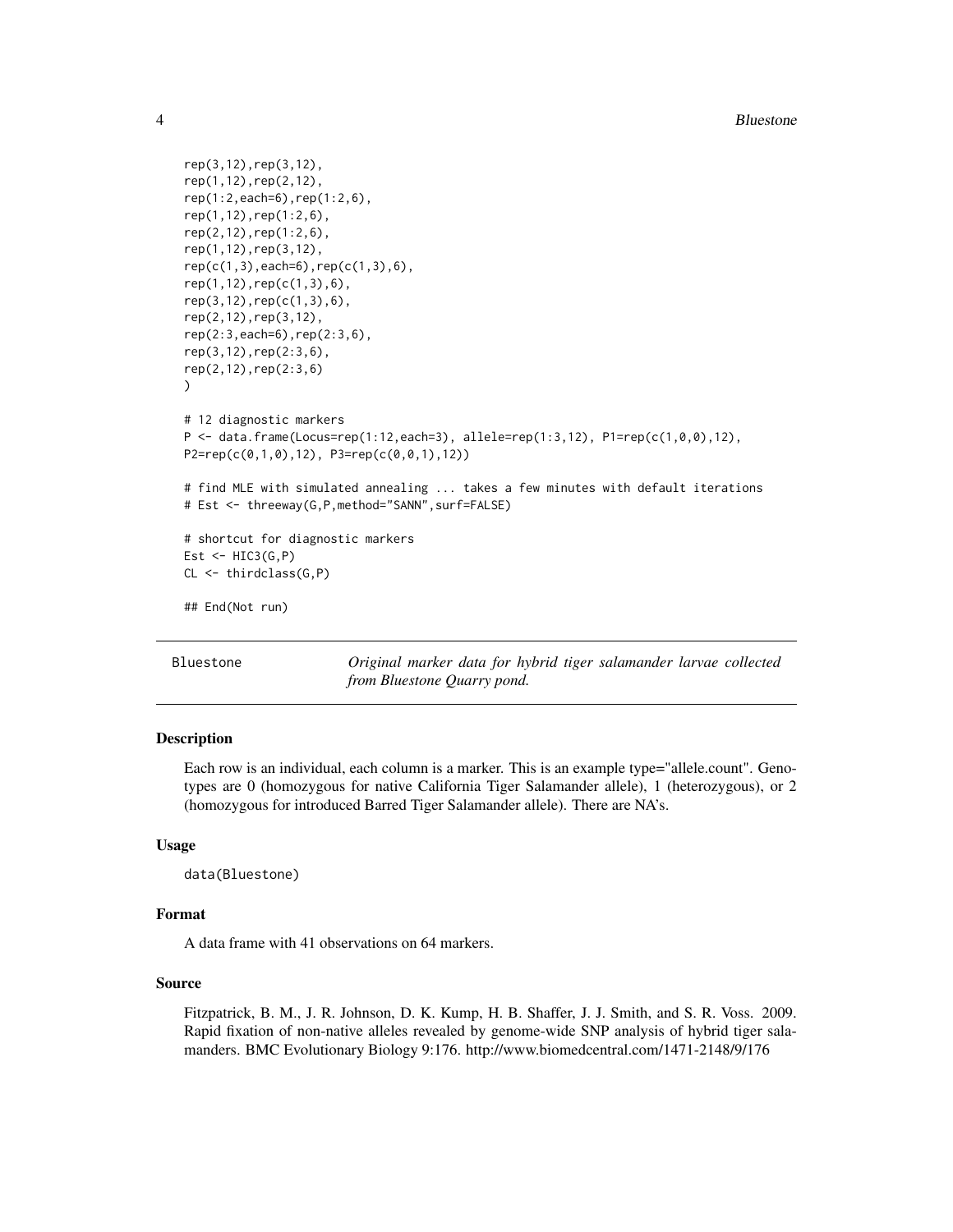```
rep(3,12),rep(3,12),
rep(1,12),rep(2,12),
rep(1:2,each=6),rep(1:2,6),
rep(1,12),rep(1:2,6),
rep(2,12),rep(1:2,6),
rep(1,12),rep(3,12),
rep(c(1,3),each=6),rep(c(1,3),6),
rep(1,12),rep(c(1,3),6),
rep(3,12),rep(c(1,3),6),
rep(2,12),rep(3,12),
rep(2:3,each=6),rep(2:3,6),
rep(3,12),rep(2:3,6),
rep(2,12),rep(2:3,6)
)

# 12 diagnostic markers
P <- data.frame(Locus=rep(1:12,each=3), allele=rep(1:3,12), P1=rep(c(1,0,0),12),
P2=rep(c(0,1,0),12), P3=rep(c(0,0,1),12))

# find MLE with simulated annealing ... takes a few minutes with default iterations
# Est <- threeway(G,P,method="SANN",surf=FALSE)

# shortcut for diagnostic markers
Est <- HIC3(G,P)
CL <- thirdclass(G,P)

## End(Not run)
```

---

Bluestone *Original marker data for hybrid tiger salamander larvae collected from Bluestone Quarry pond.*

---

### Description

Each row is an individual, each column is a marker. This is an example type="allele.count". Genotypes are 0 (homozygous for native California Tiger Salamander allele), 1 (heterozygous), or 2 (homozygous for introduced Barred Tiger Salamander allele). There are NA's.

### Usage

```
data(Bluestone)
```

### Format

A data frame with 41 observations on 64 markers.

### Source

Fitzpatrick, B. M., J. R. Johnson, D. K. Kump, H. B. Shaffer, J. J. Smith, and S. R. Voss. 2009. Rapid fixation of non-native alleles revealed by genome-wide SNP analysis of hybrid tiger salamanders. BMC Evolutionary Biology 9:176. http://www.biomedcentral.com/1471-2148/9/176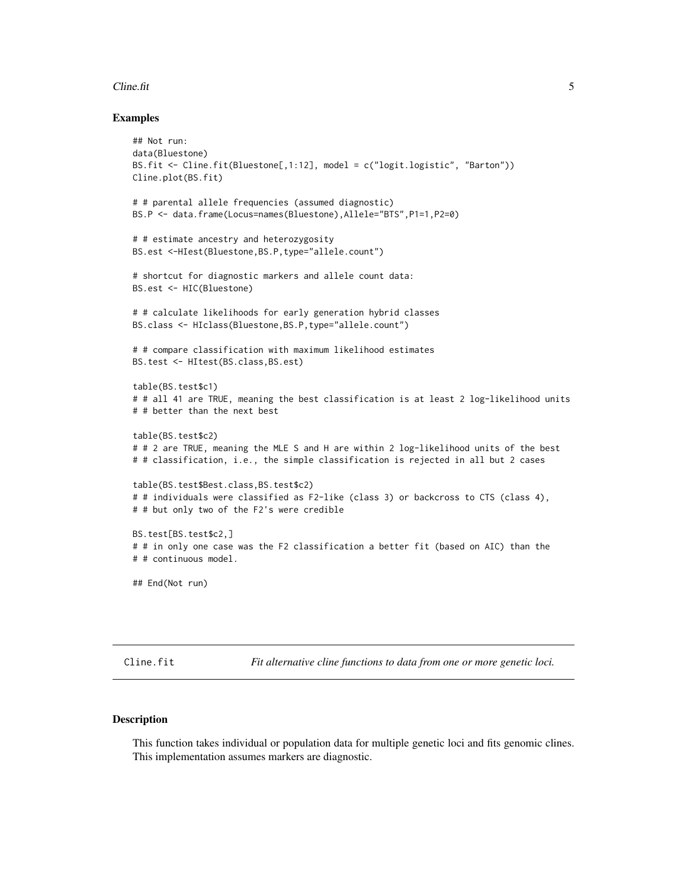## Examples

```
## Not run:
data(Bluestone)
BS.fit <- Cline.fit(Bluestone[,1:12], model = c("logit.logistic", "Barton"))
Cline.plot(BS.fit)

# # parental allele frequencies (assumed diagnostic)
BS.P <- data.frame(Locus=names(Bluestone),Allele="BTS",P1=1,P2=0)

# # estimate ancestry and heterozygosity
BS.est <-HIest(Bluestone,BS.P,type="allele.count")

# shortcut for diagnostic markers and allele count data:
BS.est <- HIC(Bluestone)

# # calculate likelihoods for early generation hybrid classes
BS.class <- HIclass(Bluestone,BS.P,type="allele.count")

# # compare classification with maximum likelihood estimates
BS.test <- HItest(BS.class,BS.est)

table(BS.test$c1)
# # all 41 are TRUE, meaning the best classification is at least 2 log-likelihood units
# # better than the next best

table(BS.test$c2)
# # 2 are TRUE, meaning the MLE S and H are within 2 log-likelihood units of the best
# # classification, i.e., the simple classification is rejected in all but 2 cases

table(BS.test$Best.class,BS.test$c2)
# # individuals were classified as F2-like (class 3) or backcross to CTS (class 4),
# # but only two of the F2's were credible

BS.test[BS.test$c2,]
# # in only one case was the F2 classification a better fit (based on AIC) than the
# # continuous model.

## End(Not run)
```

---

# Cline.fit — *Fit alternative cline functions to data from one or more genetic loci.*

---

## Description

This function takes individual or population data for multiple genetic loci and fits genomic clines. This implementation assumes markers are diagnostic.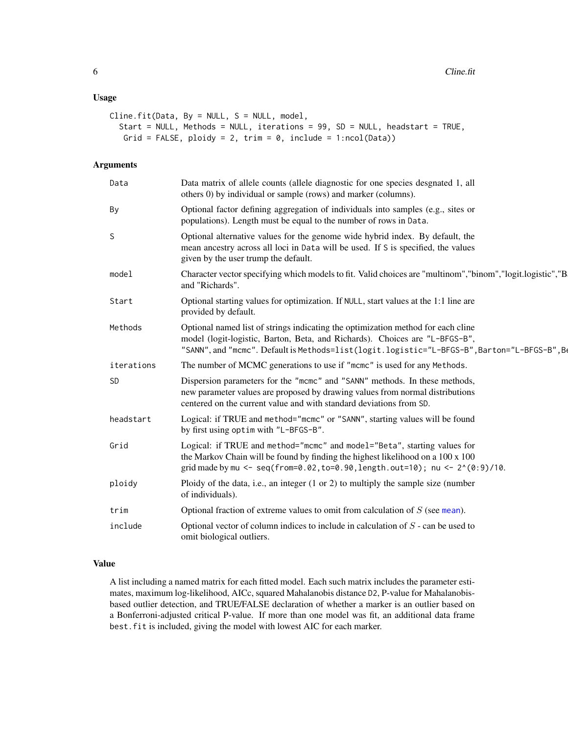## Usage

```
Cline.fit(Data, By = NULL, S = NULL, model,
  Start = NULL, Methods = NULL, iterations = 99, SD = NULL, headstart = TRUE,
   Grid = FALSE, ploidy = 2, trim = 0, include = 1:ncol(Data))
```

## Arguments

| | |
|---|---|
| Data | Data matrix of allele counts (allele diagnostic for one species desgnated 1, all others 0) by individual or sample (rows) and marker (columns). |
| By | Optional factor defining aggregation of individuals into samples (e.g., sites or populations). Length must be equal to the number of rows in `Data`. |
| S | Optional alternative values for the genome wide hybrid index. By default, the mean ancestry across all loci in `Data` will be used. If `S` is specified, the values given by the user trump the default. |
| model | Character vector specifying which models to fit. Valid choices are "multinom","binom","logit.logistic","B and "Richards". |
| Start | Optional starting values for optimization. If `NULL`, start values at the 1:1 line are provided by default. |
| Methods | Optional named list of strings indicating the optimization method for each cline model (logit-logistic, Barton, Beta, and Richards). Choices are `"L-BFGS-B"`, `"SANN"`, and `"mcmc"`. Default is `Methods=list(logit.logistic="L-BFGS-B",Barton="L-BFGS-B",Be` |
| iterations | The number of MCMC generations to use if `"mcmc"` is used for any `Methods`. |
| SD | Dispersion parameters for the `"mcmc"` and `"SANN"` methods. In these methods, new parameter values are proposed by drawing values from normal distributions centered on the current value and with standard deviations from `SD`. |
| headstart | Logical: if TRUE and `method="mcmc"` or `"SANN"`, starting values will be found by first using `optim` with `"L-BFGS-B"`. |
| Grid | Logical: if TRUE and `method="mcmc"` and `model="Beta"`, starting values for the Markov Chain will be found by finding the highest likelihood on a 100 x 100 grid made by `mu <- seq(from=0.02,to=0.90,length.out=10); nu <- 2^(0:9)/10`. |
| ploidy | Ploidy of the data, i.e., an integer (1 or 2) to multiply the sample size (number of individuals). |
| trim | Optional fraction of extreme values to omit from calculation of $S$ (see `mean`). |
| include | Optional vector of column indices to include in calculation of $S$ - can be used to omit biological outliers. |

## Value

A list including a named matrix for each fitted model. Each such matrix includes the parameter estimates, maximum log-likelihood, AICc, squared Mahalanobis distance `D2`, P-value for Mahalanobis-based outlier detection, and TRUE/FALSE declaration of whether a marker is an outlier based on a Bonferroni-adjusted critical P-value. If more than one model was fit, an additional data frame `best.fit` is included, giving the model with lowest AIC for each marker.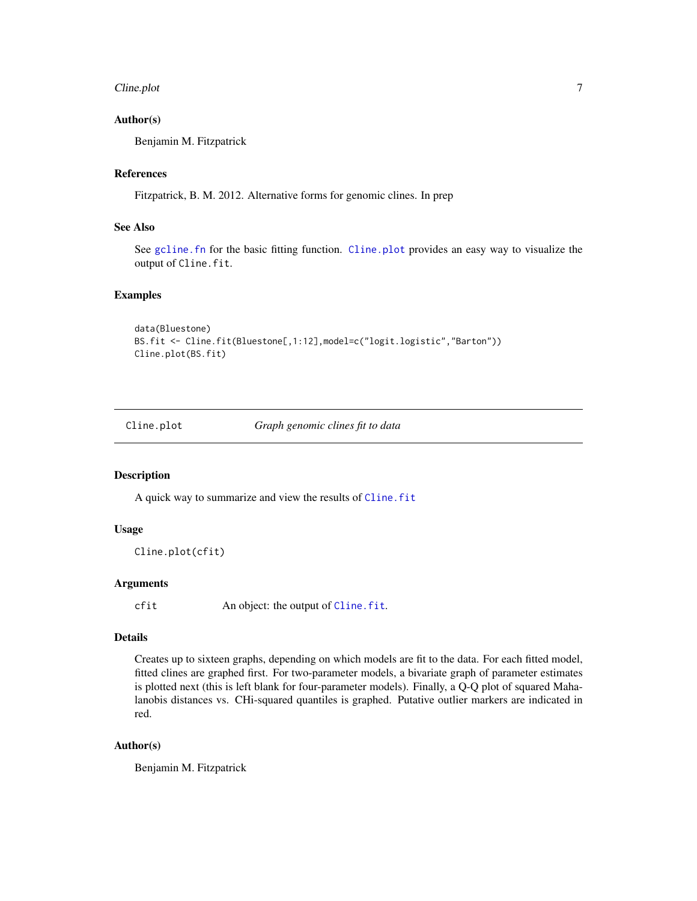### Author(s)

Benjamin M. Fitzpatrick

### References

Fitzpatrick, B. M. 2012. Alternative forms for genomic clines. In prep

### See Also

See `gcline.fn` for the basic fitting function. `Cline.plot` provides an easy way to visualize the output of `Cline.fit`.

### Examples

```
data(Bluestone)
BS.fit <- Cline.fit(Bluestone[,1:12],model=c("logit.logistic","Barton"))
Cline.plot(BS.fit)
```

---

## Cline.plot — *Graph genomic clines fit to data*

---

### Description

A quick way to summarize and view the results of `Cline.fit`

### Usage

```
Cline.plot(cfit)
```

### Arguments

| | |
|---|---|
| `cfit` | An object: the output of `Cline.fit`. |

### Details

Creates up to sixteen graphs, depending on which models are fit to the data. For each fitted model, fitted clines are graphed first. For two-parameter models, a bivariate graph of parameter estimates is plotted next (this is left blank for four-parameter models). Finally, a Q-Q plot of squared Mahalanobis distances vs. CHi-squared quantiles is graphed. Putative outlier markers are indicated in red.

### Author(s)

Benjamin M. Fitzpatrick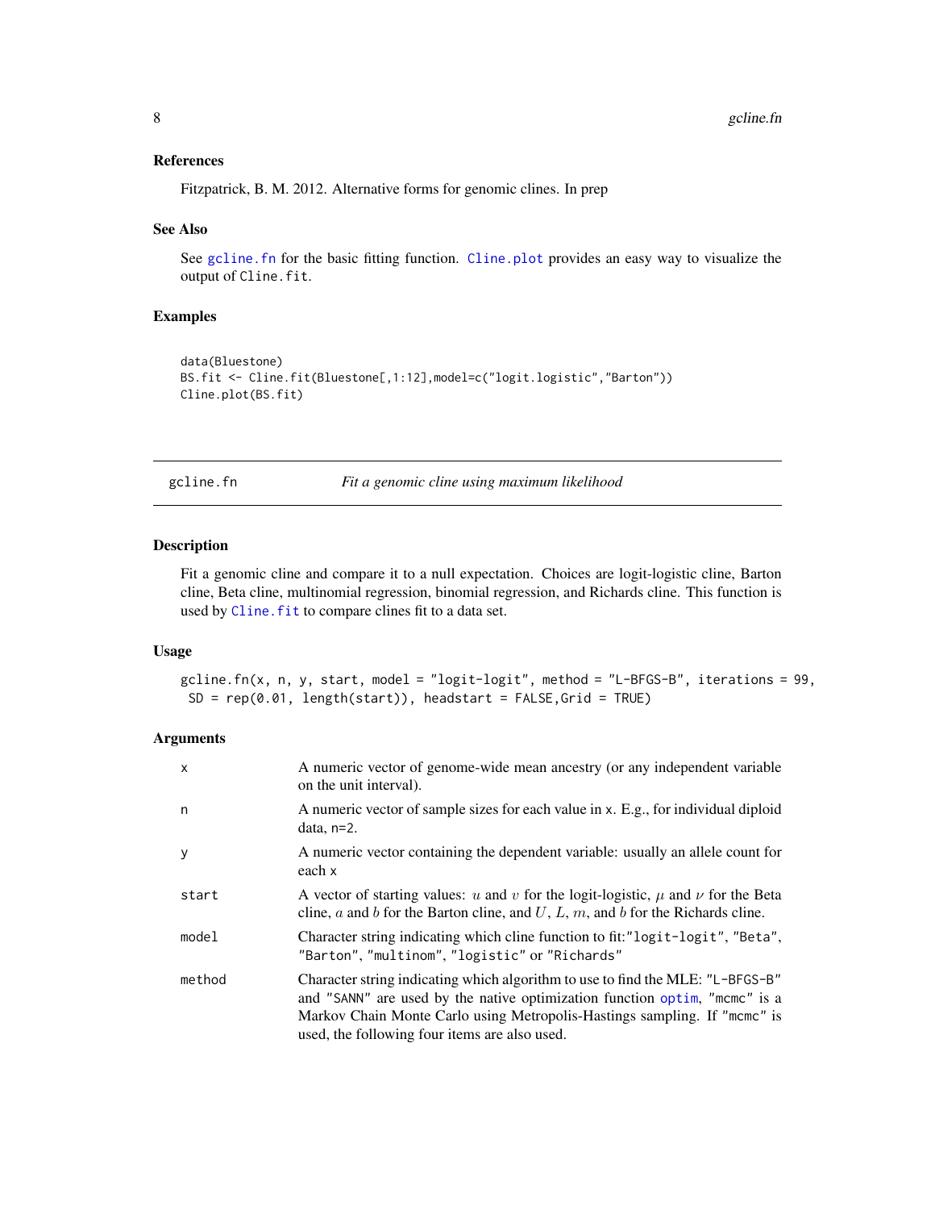### References

Fitzpatrick, B. M. 2012. Alternative forms for genomic clines. In prep

### See Also

See gcline.fn for the basic fitting function. Cline.plot provides an easy way to visualize the output of Cline.fit.

### Examples

```
data(Bluestone)
BS.fit <- Cline.fit(Bluestone[,1:12],model=c("logit.logistic","Barton"))
Cline.plot(BS.fit)
```

---

## gcline.fn *Fit a genomic cline using maximum likelihood*

### Description

Fit a genomic cline and compare it to a null expectation. Choices are logit-logistic cline, Barton cline, Beta cline, multinomial regression, binomial regression, and Richards cline. This function is used by Cline.fit to compare clines fit to a data set.

### Usage

```
gcline.fn(x, n, y, start, model = "logit-logit", method = "L-BFGS-B", iterations = 99,
 SD = rep(0.01, length(start)), headstart = FALSE,Grid = TRUE)
```

### Arguments

| | |
|---|---|
| x | A numeric vector of genome-wide mean ancestry (or any independent variable on the unit interval). |
| n | A numeric vector of sample sizes for each value in x. E.g., for individual diploid data, n=2. |
| y | A numeric vector containing the dependent variable: usually an allele count for each x |
| start | A vector of starting values: $u$ and $v$ for the logit-logistic, $\mu$ and $\nu$ for the Beta cline, $a$ and $b$ for the Barton cline, and $U$, $L$, $m$, and $b$ for the Richards cline. |
| model | Character string indicating which cline function to fit:"logit-logit", "Beta", "Barton", "multinom", "logistic" or "Richards" |
| method | Character string indicating which algorithm to use to find the MLE: "L-BFGS-B" and "SANN" are used by the native optimization function optim, "mcmc" is a Markov Chain Monte Carlo using Metropolis-Hastings sampling. If "mcmc" is used, the following four items are also used. |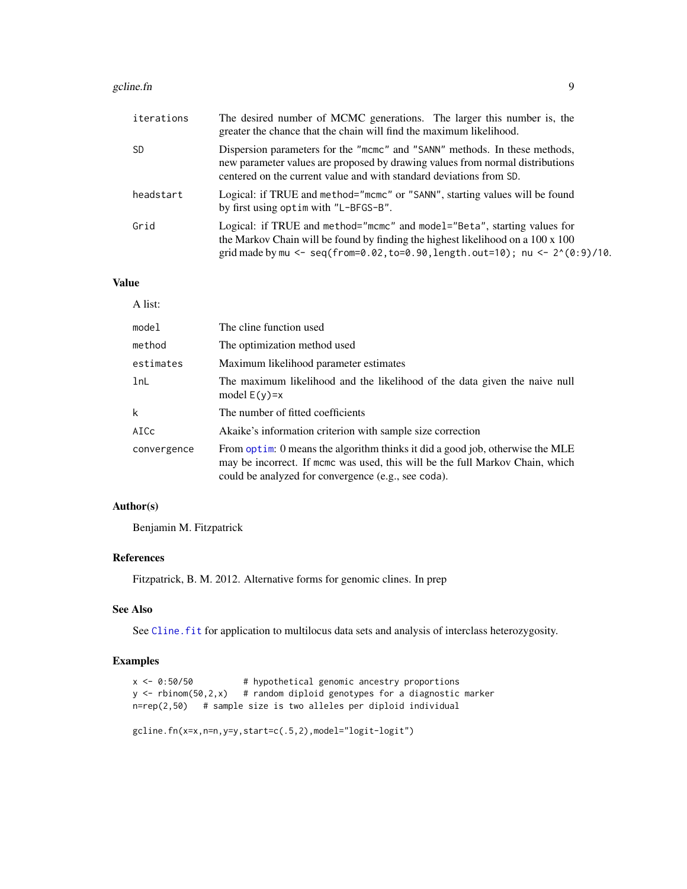| | |
|---|---|
| iterations | The desired number of MCMC generations. The larger this number is, the greater the chance that the chain will find the maximum likelihood. |
| SD | Dispersion parameters for the "mcmc" and "SANN" methods. In these methods, new parameter values are proposed by drawing values from normal distributions centered on the current value and with standard deviations from SD. |
| headstart | Logical: if TRUE and method="mcmc" or "SANN", starting values will be found by first using optim with "L-BFGS-B". |
| Grid | Logical: if TRUE and method="mcmc" and model="Beta", starting values for the Markov Chain will be found by finding the highest likelihood on a 100 x 100 grid made by mu <- seq(from=0.02,to=0.90,length.out=10); nu <- 2^(0:9)/10. |

## Value

A list:

| | |
|---|---|
| model | The cline function used |
| method | The optimization method used |
| estimates | Maximum likelihood parameter estimates |
| lnL | The maximum likelihood and the likelihood of the data given the naive null model E(y)=x |
| k | The number of fitted coefficients |
| AICc | Akaike's information criterion with sample size correction |
| convergence | From optim: 0 means the algorithm thinks it did a good job, otherwise the MLE may be incorrect. If mcmc was used, this will be the full Markov Chain, which could be analyzed for convergence (e.g., see coda). |

## Author(s)

Benjamin M. Fitzpatrick

## References

Fitzpatrick, B. M. 2012. Alternative forms for genomic clines. In prep

## See Also

See Cline.fit for application to multilocus data sets and analysis of interclass heterozygosity.

## Examples

```
x <- 0:50/50          # hypothetical genomic ancestry proportions
y <- rbinom(50,2,x)   # random diploid genotypes for a diagnostic marker
n=rep(2,50)   # sample size is two alleles per diploid individual

gcline.fn(x=x,n=n,y=y,start=c(.5,2),model="logit-logit")
```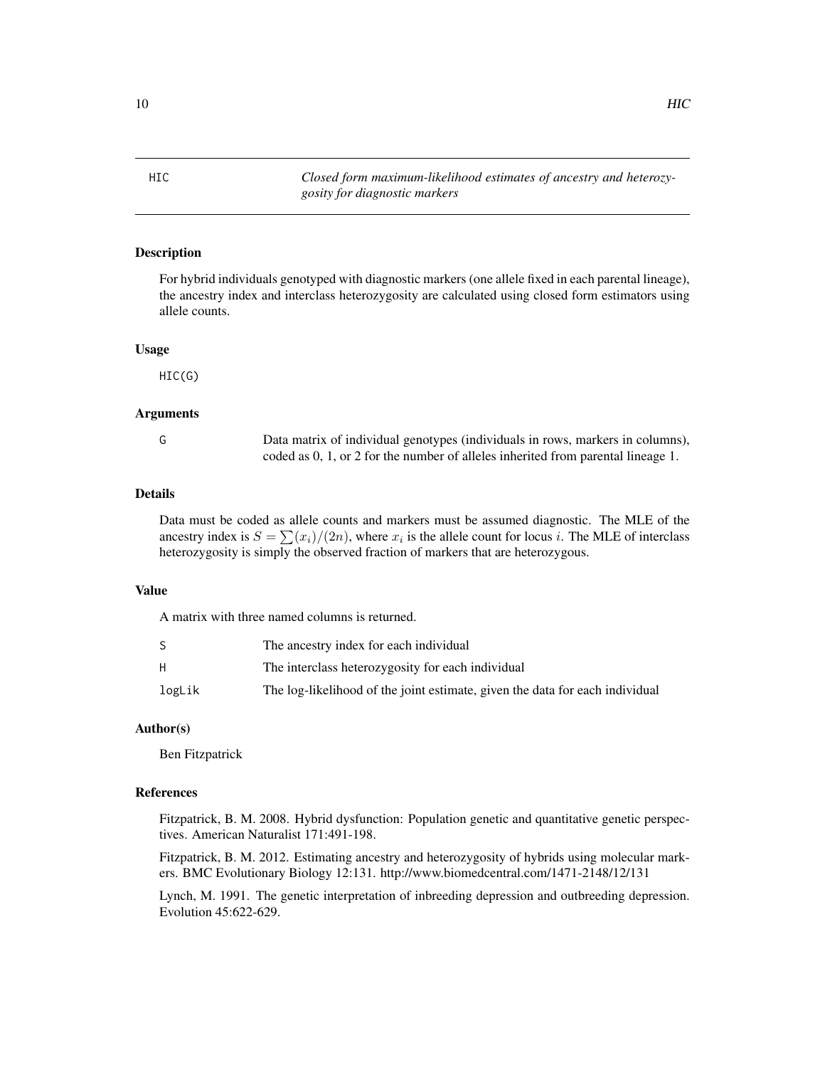# HIC — *Closed form maximum-likelihood estimates of ancestry and heterozygosity for diagnostic markers*

## Description

For hybrid individuals genotyped with diagnostic markers (one allele fixed in each parental lineage), the ancestry index and interclass heterozygosity are calculated using closed form estimators using allele counts.

## Usage

```
HIC(G)
```

## Arguments

| | |
|---|---|
| G | Data matrix of individual genotypes (individuals in rows, markers in columns), coded as 0, 1, or 2 for the number of alleles inherited from parental lineage 1. |

## Details

Data must be coded as allele counts and markers must be assumed diagnostic. The MLE of the ancestry index is $S = \sum(x_i)/(2n)$, where $x_i$ is the allele count for locus $i$. The MLE of interclass heterozygosity is simply the observed fraction of markers that are heterozygous.

## Value

A matrix with three named columns is returned.

| | |
|---|---|
| S | The ancestry index for each individual |
| H | The interclass heterozygosity for each individual |
| logLik | The log-likelihood of the joint estimate, given the data for each individual |

## Author(s)

Ben Fitzpatrick

## References

Fitzpatrick, B. M. 2008. Hybrid dysfunction: Population genetic and quantitative genetic perspectives. American Naturalist 171:491-198.

Fitzpatrick, B. M. 2012. Estimating ancestry and heterozygosity of hybrids using molecular markers. BMC Evolutionary Biology 12:131. http://www.biomedcentral.com/1471-2148/12/131

Lynch, M. 1991. The genetic interpretation of inbreeding depression and outbreeding depression. Evolution 45:622-629.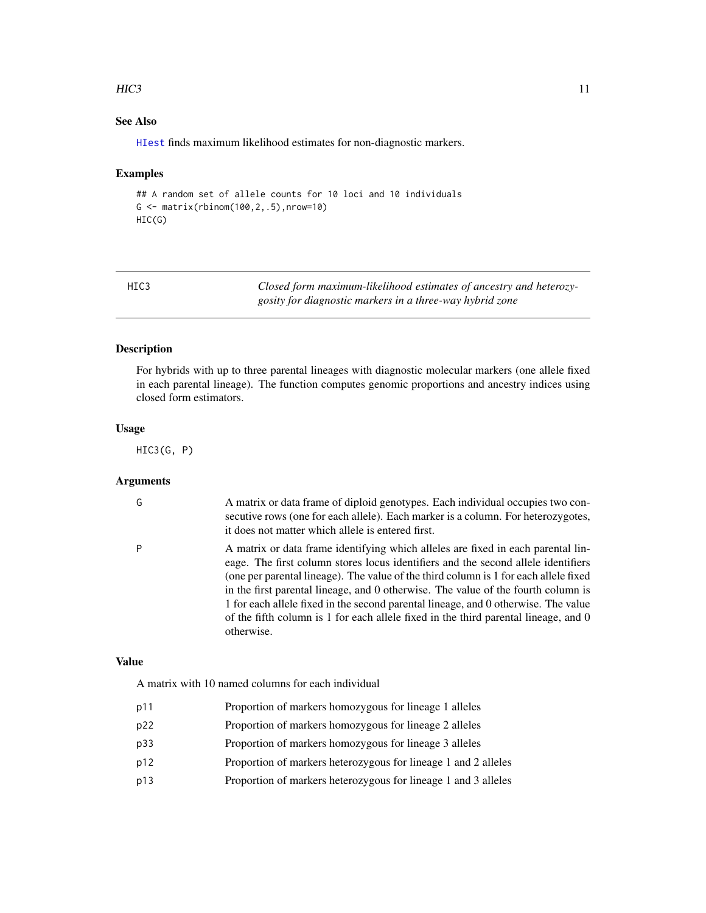### See Also

HIest finds maximum likelihood estimates for non-diagnostic markers.

### Examples

```
## A random set of allele counts for 10 loci and 10 individuals
G <- matrix(rbinom(100,2,.5),nrow=10)
HIC(G)
```

---

## HIC3 — *Closed form maximum-likelihood estimates of ancestry and heterozygosity for diagnostic markers in a three-way hybrid zone*

### Description

For hybrids with up to three parental lineages with diagnostic molecular markers (one allele fixed in each parental lineage). The function computes genomic proportions and ancestry indices using closed form estimators.

### Usage

```
HIC3(G, P)
```

### Arguments

| | |
|---|---|
| G | A matrix or data frame of diploid genotypes. Each individual occupies two consecutive rows (one for each allele). Each marker is a column. For heterozygotes, it does not matter which allele is entered first. |
| P | A matrix or data frame identifying which alleles are fixed in each parental lineage. The first column stores locus identifiers and the second allele identifiers (one per parental lineage). The value of the third column is 1 for each allele fixed in the first parental lineage, and 0 otherwise. The value of the fourth column is 1 for each allele fixed in the second parental lineage, and 0 otherwise. The value of the fifth column is 1 for each allele fixed in the third parental lineage, and 0 otherwise. |

### Value

A matrix with 10 named columns for each individual

| | |
|---|---|
| p11 | Proportion of markers homozygous for lineage 1 alleles |
| p22 | Proportion of markers homozygous for lineage 2 alleles |
| p33 | Proportion of markers homozygous for lineage 3 alleles |
| p12 | Proportion of markers heterozygous for lineage 1 and 2 alleles |
| p13 | Proportion of markers heterozygous for lineage 1 and 3 alleles |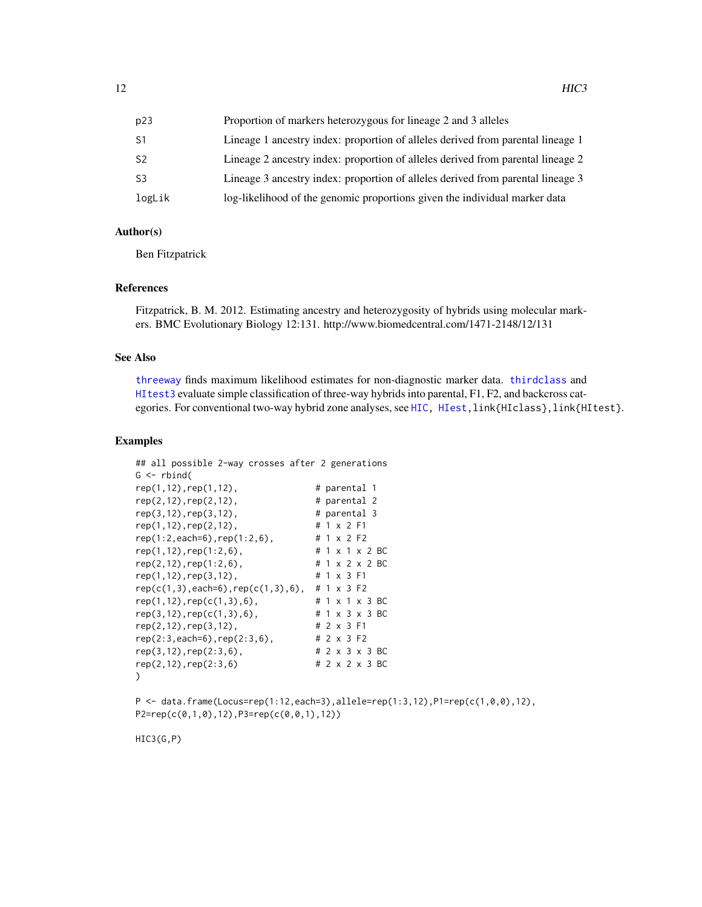| | |
|---|---|
| p23 | Proportion of markers heterozygous for lineage 2 and 3 alleles |
| S1 | Lineage 1 ancestry index: proportion of alleles derived from parental lineage 1 |
| S2 | Lineage 2 ancestry index: proportion of alleles derived from parental lineage 2 |
| S3 | Lineage 3 ancestry index: proportion of alleles derived from parental lineage 3 |
| logLik | log-likelihood of the genomic proportions given the individual marker data |

## Author(s)

Ben Fitzpatrick

## References

Fitzpatrick, B. M. 2012. Estimating ancestry and heterozygosity of hybrids using molecular markers. BMC Evolutionary Biology 12:131. http://www.biomedcentral.com/1471-2148/12/131

## See Also

threeway finds maximum likelihood estimates for non-diagnostic marker data. thirdclass and HItest3 evaluate simple classification of three-way hybrids into parental, F1, F2, and backcross categories. For conventional two-way hybrid zone analyses, see HIC, HIest, link{HIclass}, link{HItest}.

## Examples

```
## all possible 2-way crosses after 2 generations
G <- rbind(
rep(1,12),rep(1,12),               # parental 1
rep(2,12),rep(2,12),               # parental 2
rep(3,12),rep(3,12),               # parental 3
rep(1,12),rep(2,12),               # 1 x 2 F1
rep(1:2,each=6),rep(1:2,6),        # 1 x 2 F2
rep(1,12),rep(1:2,6),              # 1 x 1 x 2 BC
rep(2,12),rep(1:2,6),              # 1 x 2 x 2 BC
rep(1,12),rep(3,12),               # 1 x 3 F1
rep(c(1,3),each=6),rep(c(1,3),6),  # 1 x 3 F2
rep(1,12),rep(c(1,3),6),           # 1 x 1 x 3 BC
rep(3,12),rep(c(1,3),6),           # 1 x 3 x 3 BC
rep(2,12),rep(3,12),               # 2 x 3 F1
rep(2:3,each=6),rep(2:3,6),        # 2 x 3 F2
rep(3,12),rep(2:3,6),              # 2 x 3 x 3 BC
rep(2,12),rep(2:3,6)               # 2 x 2 x 3 BC
)

P <- data.frame(Locus=rep(1:12,each=3),allele=rep(1:3,12),P1=rep(c(1,0,0),12),
P2=rep(c(0,1,0),12),P3=rep(c(0,0,1),12))

HIC3(G,P)
```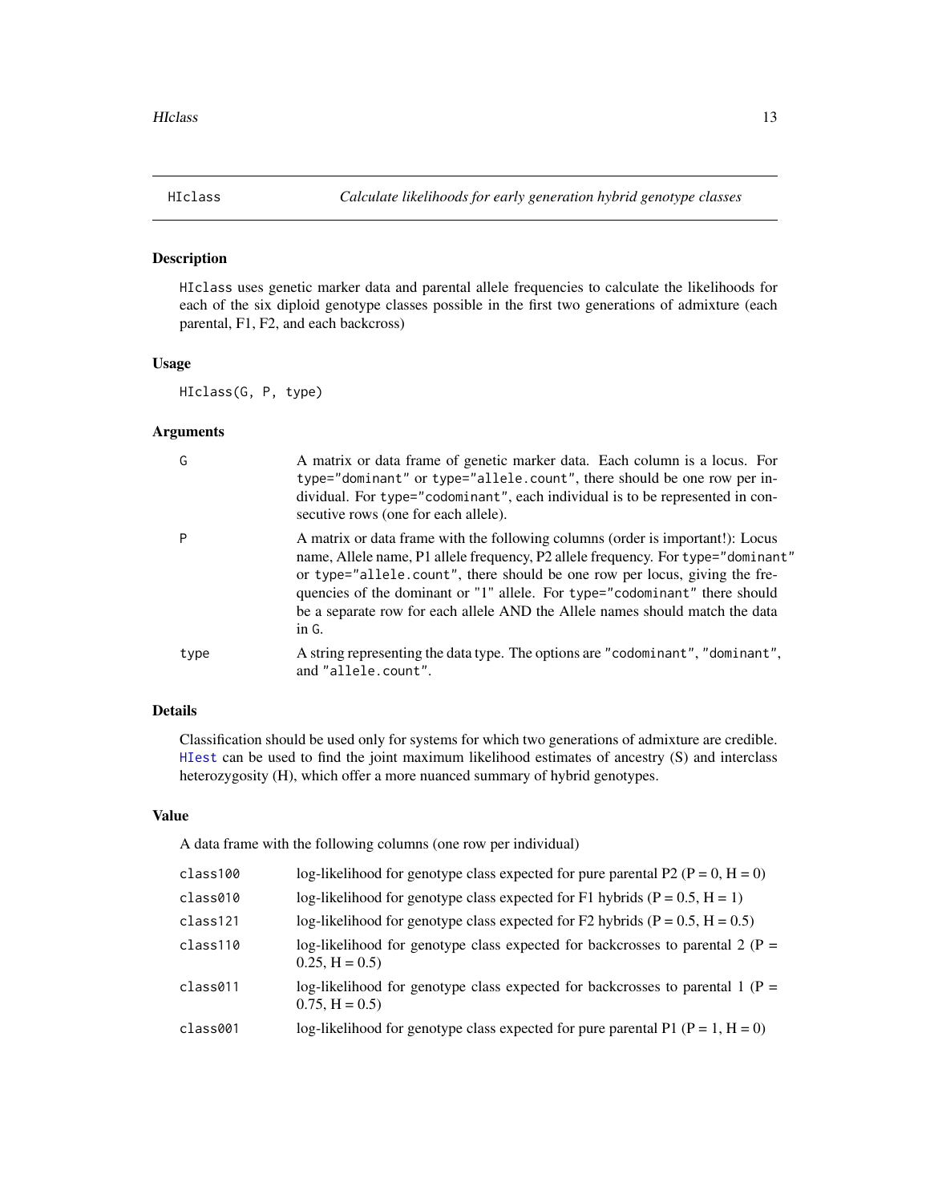## HIclass *Calculate likelihoods for early generation hybrid genotype classes*

### Description

`HIclass` uses genetic marker data and parental allele frequencies to calculate the likelihoods for each of the six diploid genotype classes possible in the first two generations of admixture (each parental, F1, F2, and each backcross)

### Usage

```
HIclass(G, P, type)
```

### Arguments

| | |
|---|---|
| `G` | A matrix or data frame of genetic marker data. Each column is a locus. For `type="dominant"` or `type="allele.count"`, there should be one row per individual. For `type="codominant"`, each individual is to be represented in consecutive rows (one for each allele). |
| `P` | A matrix or data frame with the following columns (order is important!): Locus name, Allele name, P1 allele frequency, P2 allele frequency. For `type="dominant"` or `type="allele.count"`, there should be one row per locus, giving the frequencies of the dominant or "1" allele. For `type="codominant"` there should be a separate row for each allele AND the Allele names should match the data in `G`. |
| `type` | A string representing the data type. The options are `"codominant"`, `"dominant"`, and `"allele.count"`. |

### Details

Classification should be used only for systems for which two generations of admixture are credible. `HIest` can be used to find the joint maximum likelihood estimates of ancestry (S) and interclass heterozygosity (H), which offer a more nuanced summary of hybrid genotypes.

### Value

A data frame with the following columns (one row per individual)

| | |
|---|---|
| `class100` | log-likelihood for genotype class expected for pure parental P2 (P = 0, H = 0) |
| `class010` | log-likelihood for genotype class expected for F1 hybrids (P = 0.5, H = 1) |
| `class121` | log-likelihood for genotype class expected for F2 hybrids (P = 0.5, H = 0.5) |
| `class110` | log-likelihood for genotype class expected for backcrosses to parental 2 (P = 0.25, H = 0.5) |
| `class011` | log-likelihood for genotype class expected for backcrosses to parental 1 (P = 0.75, H = 0.5) |
| `class001` | log-likelihood for genotype class expected for pure parental P1 (P = 1, H = 0) |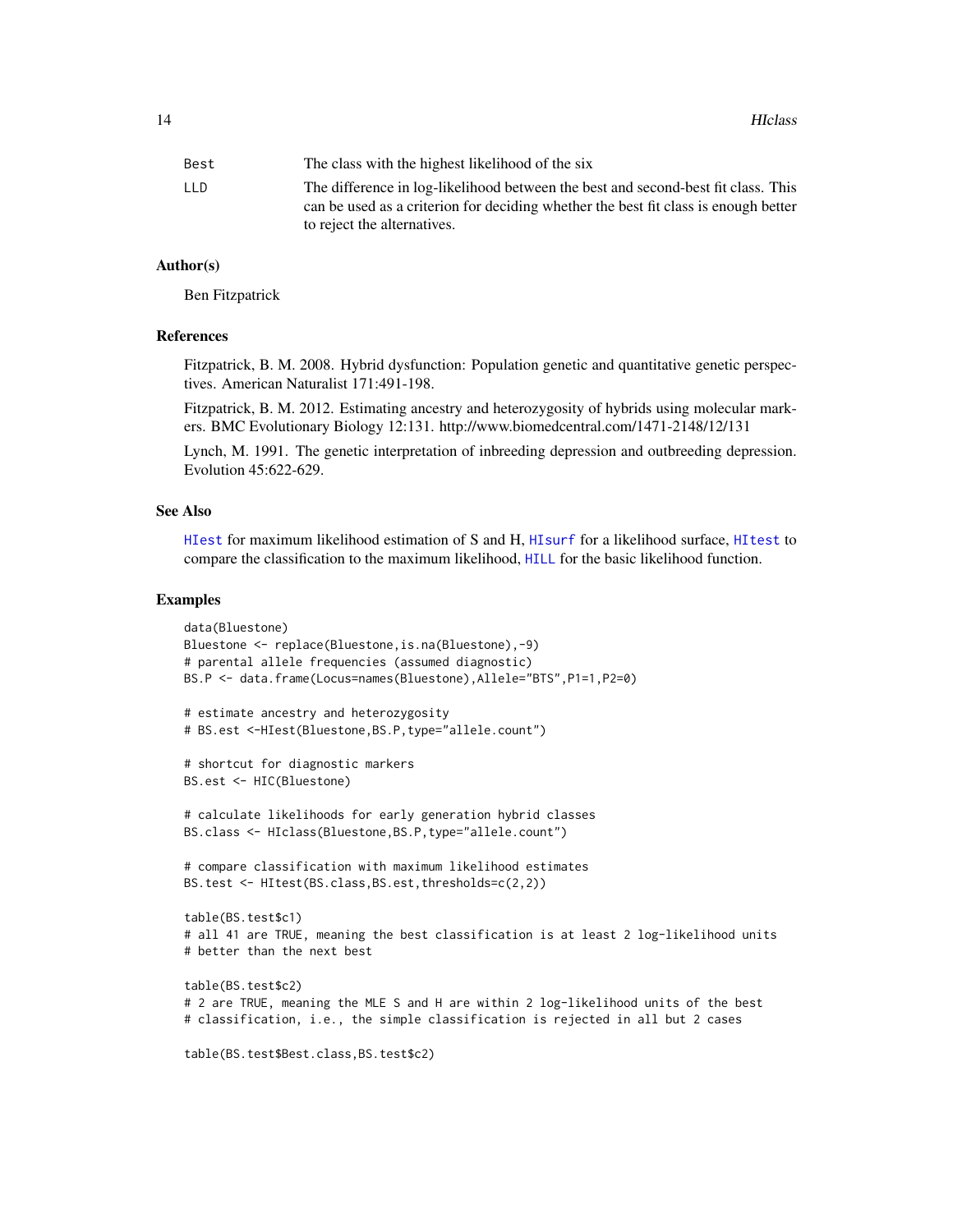| | |
|---|---|
| Best | The class with the highest likelihood of the six |
| LLD | The difference in log-likelihood between the best and second-best fit class. This can be used as a criterion for deciding whether the best fit class is enough better to reject the alternatives. |

### Author(s)

Ben Fitzpatrick

### References

Fitzpatrick, B. M. 2008. Hybrid dysfunction: Population genetic and quantitative genetic perspectives. American Naturalist 171:491-198.

Fitzpatrick, B. M. 2012. Estimating ancestry and heterozygosity of hybrids using molecular markers. BMC Evolutionary Biology 12:131. http://www.biomedcentral.com/1471-2148/12/131

Lynch, M. 1991. The genetic interpretation of inbreeding depression and outbreeding depression. Evolution 45:622-629.

### See Also

HIest for maximum likelihood estimation of S and H, HIsurf for a likelihood surface, HItest to compare the classification to the maximum likelihood, HILL for the basic likelihood function.

### Examples

```
data(Bluestone)
Bluestone <- replace(Bluestone,is.na(Bluestone),-9)
# parental allele frequencies (assumed diagnostic)
BS.P <- data.frame(Locus=names(Bluestone),Allele="BTS",P1=1,P2=0)

# estimate ancestry and heterozygosity
# BS.est <-HIest(Bluestone,BS.P,type="allele.count")

# shortcut for diagnostic markers
BS.est <- HIC(Bluestone)

# calculate likelihoods for early generation hybrid classes
BS.class <- HIclass(Bluestone,BS.P,type="allele.count")

# compare classification with maximum likelihood estimates
BS.test <- HItest(BS.class,BS.est,thresholds=c(2,2))

table(BS.test$c1)
# all 41 are TRUE, meaning the best classification is at least 2 log-likelihood units
# better than the next best

table(BS.test$c2)
# 2 are TRUE, meaning the MLE S and H are within 2 log-likelihood units of the best
# classification, i.e., the simple classification is rejected in all but 2 cases

table(BS.test$Best.class,BS.test$c2)
```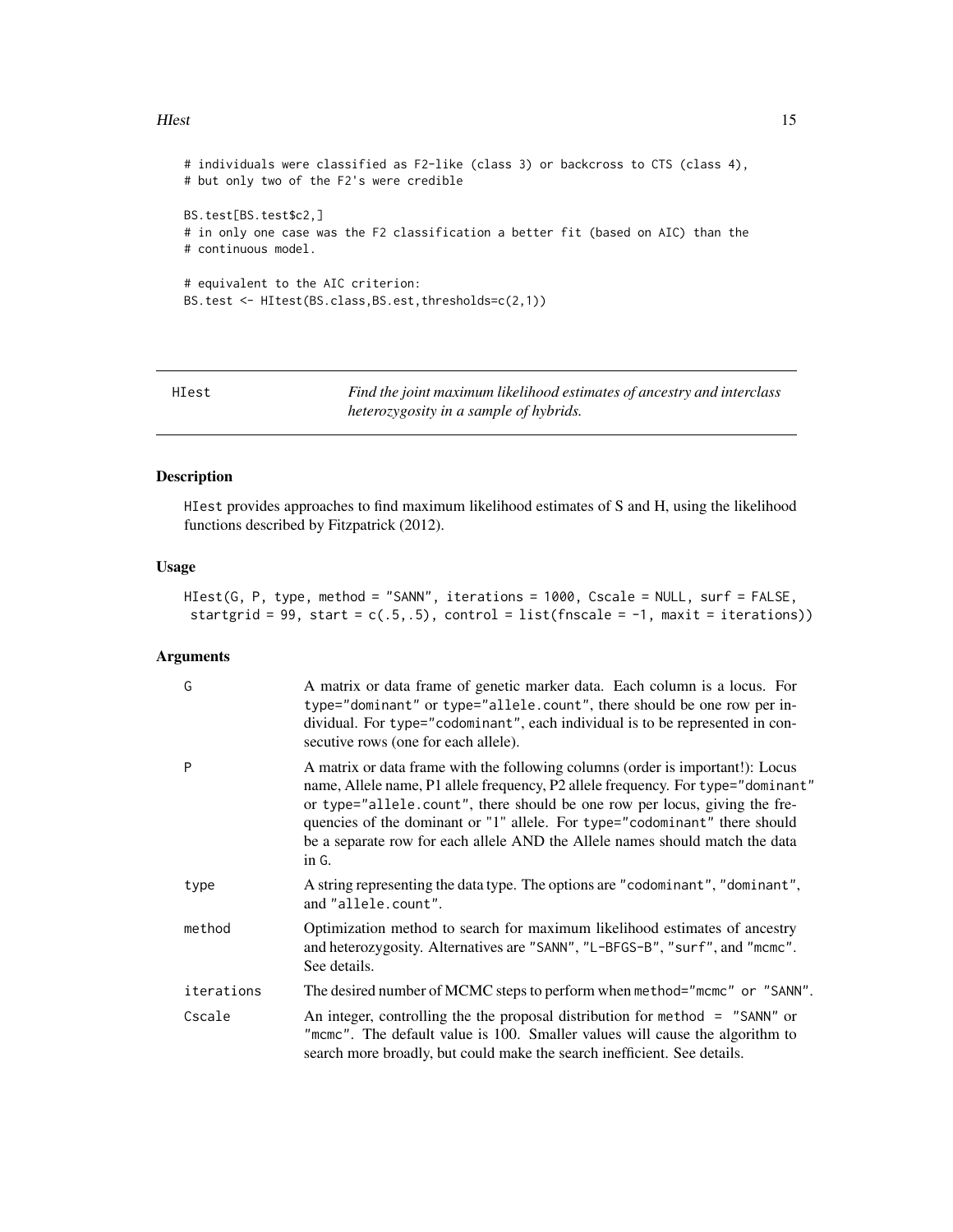```
# individuals were classified as F2-like (class 3) or backcross to CTS (class 4),
# but only two of the F2's were credible

BS.test[BS.test$c2,]
# in only one case was the F2 classification a better fit (based on AIC) than the
# continuous model.

# equivalent to the AIC criterion:
BS.test <- HItest(BS.class,BS.est,thresholds=c(2,1))
```

---

## HIest — *Find the joint maximum likelihood estimates of ancestry and interclass heterozygosity in a sample of hybrids.*

---

### Description

HIest provides approaches to find maximum likelihood estimates of S and H, using the likelihood functions described by Fitzpatrick (2012).

### Usage

```
HIest(G, P, type, method = "SANN", iterations = 1000, Cscale = NULL, surf = FALSE,
 startgrid = 99, start = c(.5,.5), control = list(fnscale = -1, maxit = iterations))
```

### Arguments

| | |
|---|---|
| G | A matrix or data frame of genetic marker data. Each column is a locus. For type="dominant" or type="allele.count", there should be one row per individual. For type="codominant", each individual is to be represented in consecutive rows (one for each allele). |
| P | A matrix or data frame with the following columns (order is important!): Locus name, Allele name, P1 allele frequency, P2 allele frequency. For type="dominant" or type="allele.count", there should be one row per locus, giving the frequencies of the dominant or "1" allele. For type="codominant" there should be a separate row for each allele AND the Allele names should match the data in G. |
| type | A string representing the data type. The options are "codominant", "dominant", and "allele.count". |
| method | Optimization method to search for maximum likelihood estimates of ancestry and heterozygosity. Alternatives are "SANN", "L-BFGS-B", "surf", and "mcmc". See details. |
| iterations | The desired number of MCMC steps to perform when method="mcmc" or "SANN". |
| Cscale | An integer, controlling the the proposal distribution for method = "SANN" or "mcmc". The default value is 100. Smaller values will cause the algorithm to search more broadly, but could make the search inefficient. See details. |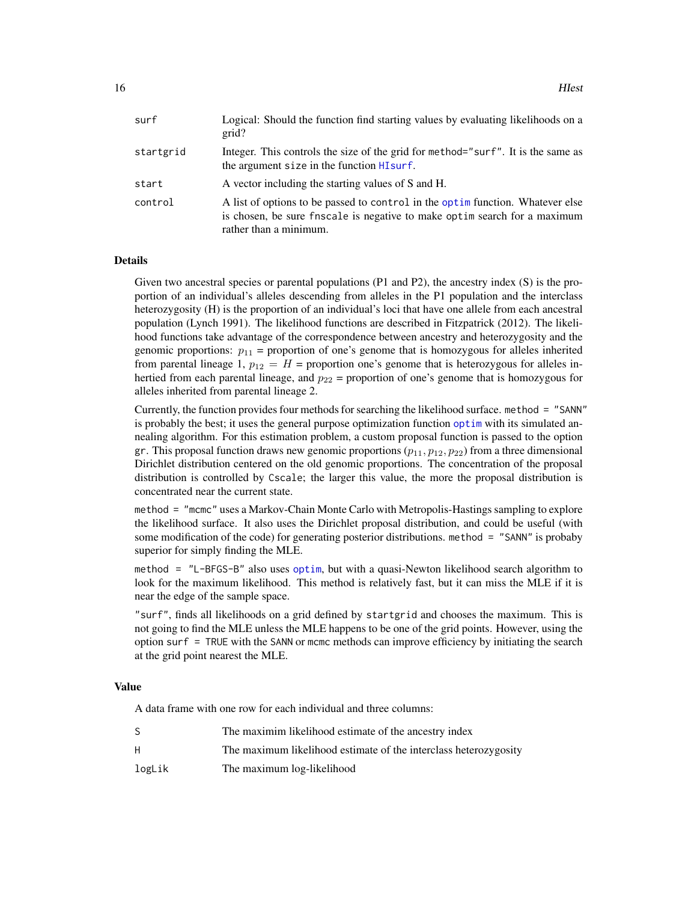| | |
|---|---|
| `surf` | Logical: Should the function find starting values by evaluating likelihoods on a grid? |
| `startgrid` | Integer. This controls the size of the grid for `method="surf"`. It is the same as the argument `size` in the function `HIsurf`. |
| `start` | A vector including the starting values of S and H. |
| `control` | A list of options to be passed to `control` in the `optim` function. Whatever else is chosen, be sure `fnscale` is negative to make `optim` search for a maximum rather than a minimum. |

## Details

Given two ancestral species or parental populations (P1 and P2), the ancestry index (S) is the proportion of an individual's alleles descending from alleles in the P1 population and the interclass heterozygosity (H) is the proportion of an individual's loci that have one allele from each ancestral population (Lynch 1991). The likelihood functions are described in Fitzpatrick (2012). The likelihood functions take advantage of the correspondence between ancestry and heterozygosity and the genomic proportions: $p_{11}$ = proportion of one's genome that is homozygous for alleles inherited from parental lineage 1, $p_{12} = H$ = proportion one's genome that is heterozygous for alleles inhertied from each parental lineage, and $p_{22}$ = proportion of one's genome that is homozygous for alleles inherited from parental lineage 2.

Currently, the function provides four methods for searching the likelihood surface. `method = "SANN"` is probably the best; it uses the general purpose optimization function `optim` with its simulated annealing algorithm. For this estimation problem, a custom proposal function is passed to the option `gr`. This proposal function draws new genomic proportions $(p_{11}, p_{12}, p_{22})$ from a three dimensional Dirichlet distribution centered on the old genomic proportions. The concentration of the proposal distribution is controlled by `Cscale`; the larger this value, the more the proposal distribution is concentrated near the current state.

`method = "mcmc"` uses a Markov-Chain Monte Carlo with Metropolis-Hastings sampling to explore the likelihood surface. It also uses the Dirichlet proposal distribution, and could be useful (with some modification of the code) for generating posterior distributions. `method = "SANN"` is probaby superior for simply finding the MLE.

`method = "L-BFGS-B"` also uses `optim`, but with a quasi-Newton likelihood search algorithm to look for the maximum likelihood. This method is relatively fast, but it can miss the MLE if it is near the edge of the sample space.

`"surf"`, finds all likelihoods on a grid defined by `startgrid` and chooses the maximum. This is not going to find the MLE unless the MLE happens to be one of the grid points. However, using the option `surf = TRUE` with the `SANN` or `mcmc` methods can improve efficiency by initiating the search at the grid point nearest the MLE.

## Value

A data frame with one row for each individual and three columns:

| | |
|---|---|
| `S` | The maximim likelihood estimate of the ancestry index |
| `H` | The maximum likelihood estimate of the interclass heterozygosity |
| `logLik` | The maximum log-likelihood |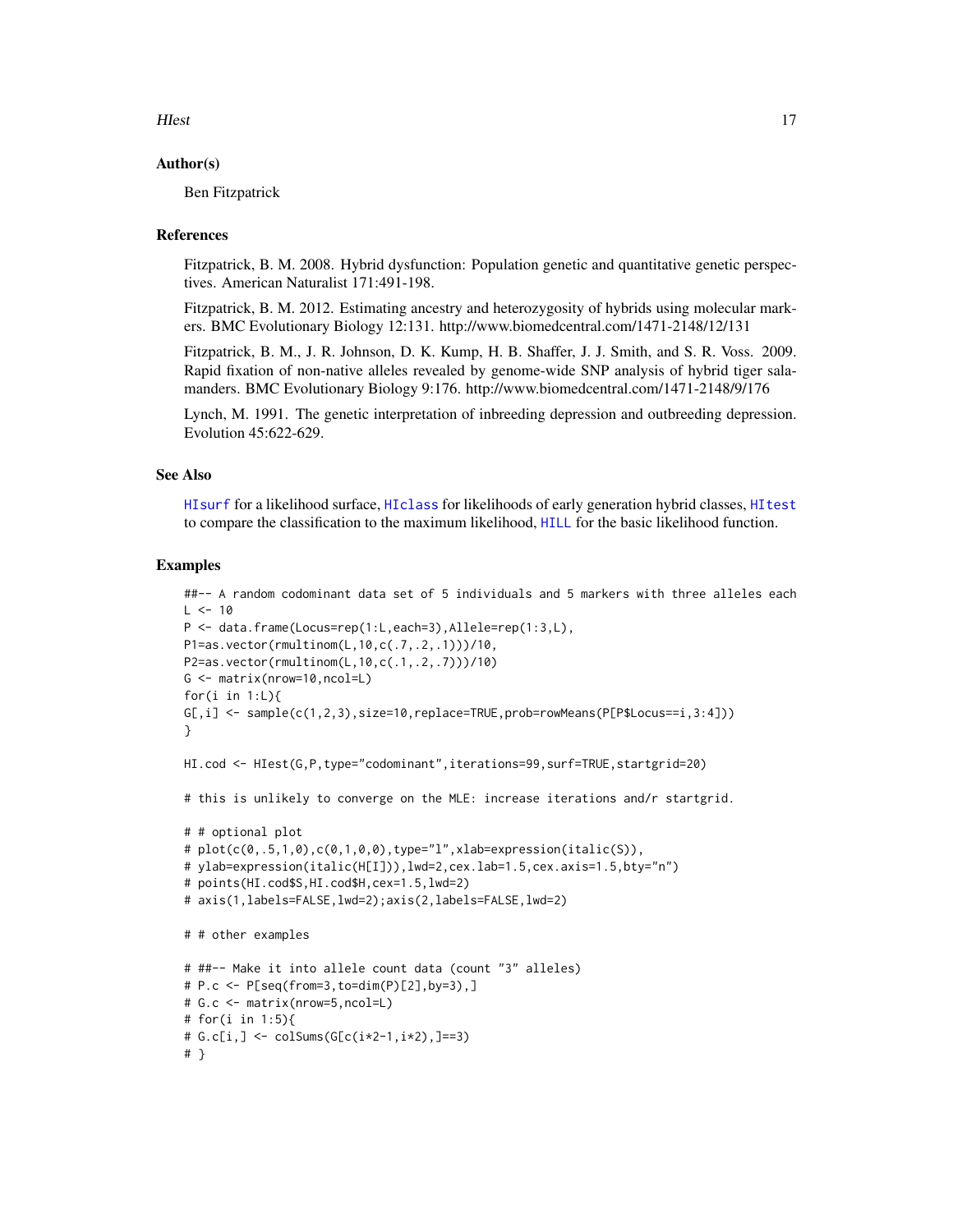### Author(s)

Ben Fitzpatrick

### References

Fitzpatrick, B. M. 2008. Hybrid dysfunction: Population genetic and quantitative genetic perspectives. American Naturalist 171:491-198.

Fitzpatrick, B. M. 2012. Estimating ancestry and heterozygosity of hybrids using molecular markers. BMC Evolutionary Biology 12:131. http://www.biomedcentral.com/1471-2148/12/131

Fitzpatrick, B. M., J. R. Johnson, D. K. Kump, H. B. Shaffer, J. J. Smith, and S. R. Voss. 2009. Rapid fixation of non-native alleles revealed by genome-wide SNP analysis of hybrid tiger salamanders. BMC Evolutionary Biology 9:176. http://www.biomedcentral.com/1471-2148/9/176

Lynch, M. 1991. The genetic interpretation of inbreeding depression and outbreeding depression. Evolution 45:622-629.

### See Also

HIsurf for a likelihood surface, HIclass for likelihoods of early generation hybrid classes, HItest to compare the classification to the maximum likelihood, HILL for the basic likelihood function.

### Examples

```
##-- A random codominant data set of 5 individuals and 5 markers with three alleles each
L <- 10
P <- data.frame(Locus=rep(1:L,each=3),Allele=rep(1:3,L),
P1=as.vector(rmultinom(L,10,c(.7,.2,.1)))/10,
P2=as.vector(rmultinom(L,10,c(.1,.2,.7)))/10)
G <- matrix(nrow=10,ncol=L)
for(i in 1:L){
G[,i] <- sample(c(1,2,3),size=10,replace=TRUE,prob=rowMeans(P[P$Locus==i,3:4]))
}

HI.cod <- HIest(G,P,type="codominant",iterations=99,surf=TRUE,startgrid=20)

# this is unlikely to converge on the MLE: increase iterations and/or startgrid.

# # optional plot
# plot(c(0,.5,1,0),c(0,1,0,0),type="l",xlab=expression(italic(S)),
# ylab=expression(italic(H[I])),lwd=2,cex.lab=1.5,cex.axis=1.5,bty="n")
# points(HI.cod$S,HI.cod$H,cex=1.5,lwd=2)
# axis(1,labels=FALSE,lwd=2);axis(2,labels=FALSE,lwd=2)

# # other examples

# ##-- Make it into allele count data (count "3" alleles)
# P.c <- P[seq(from=3,to=dim(P)[2],by=3),]
# G.c <- matrix(nrow=5,ncol=L)
# for(i in 1:5){
# G.c[i,] <- colSums(G[c(i*2-1,i*2),]==3)
# }
```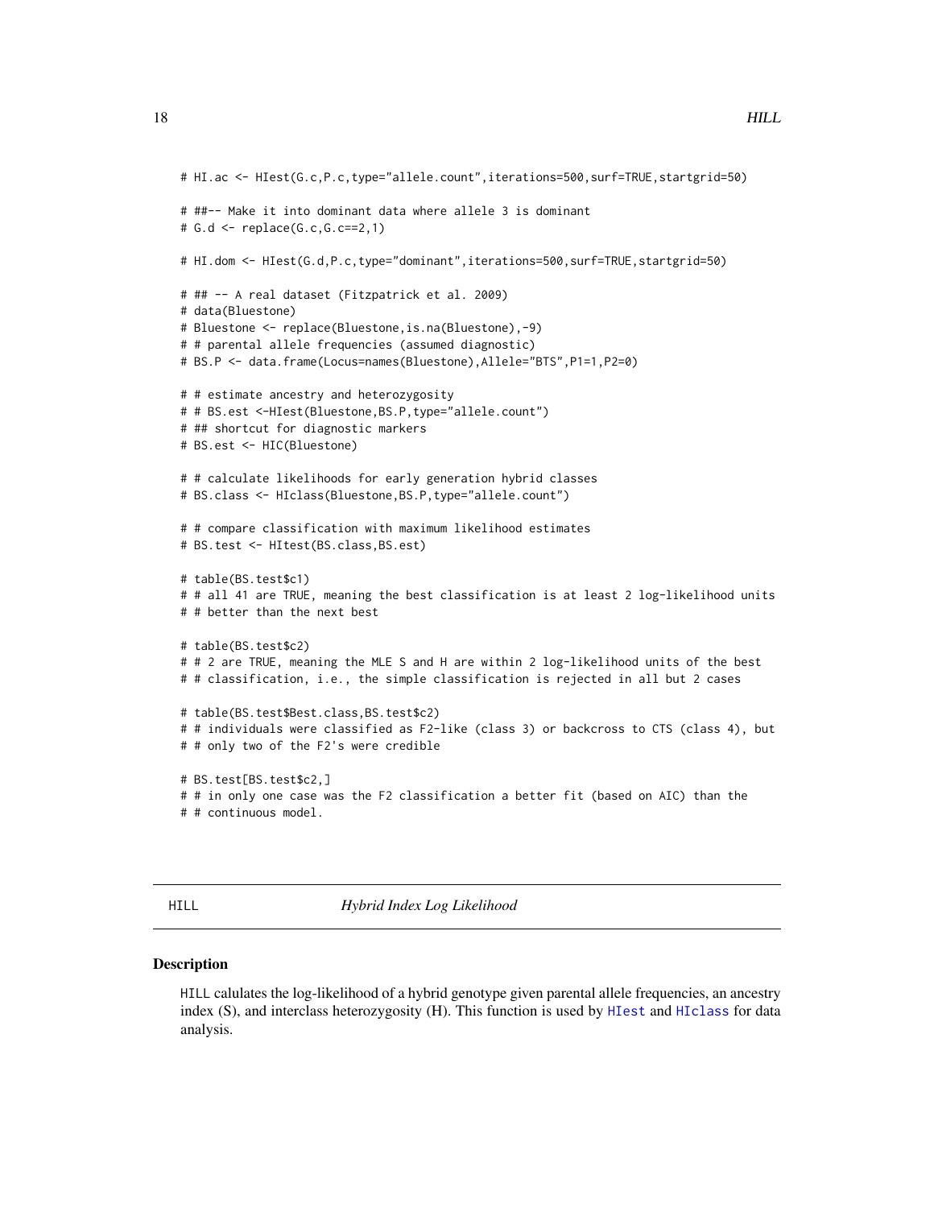```
# HI.ac <- HIest(G.c,P.c,type="allele.count",iterations=500,surf=TRUE,startgrid=50)

# ##-- Make it into dominant data where allele 3 is dominant
# G.d <- replace(G.c,G.c==2,1)

# HI.dom <- HIest(G.d,P.c,type="dominant",iterations=500,surf=TRUE,startgrid=50)

# ## -- A real dataset (Fitzpatrick et al. 2009)
# data(Bluestone)
# Bluestone <- replace(Bluestone,is.na(Bluestone),-9)
# # parental allele frequencies (assumed diagnostic)
# BS.P <- data.frame(Locus=names(Bluestone),Allele="BTS",P1=1,P2=0)

# # estimate ancestry and heterozygosity
# # BS.est <-HIest(Bluestone,BS.P,type="allele.count")
# ## shortcut for diagnostic markers
# BS.est <- HIC(Bluestone)

# # calculate likelihoods for early generation hybrid classes
# BS.class <- HIclass(Bluestone,BS.P,type="allele.count")

# # compare classification with maximum likelihood estimates
# BS.test <- HItest(BS.class,BS.est)

# table(BS.test$c1)
# # all 41 are TRUE, meaning the best classification is at least 2 log-likelihood units
# # better than the next best

# table(BS.test$c2)
# # 2 are TRUE, meaning the MLE S and H are within 2 log-likelihood units of the best
# # classification, i.e., the simple classification is rejected in all but 2 cases

# table(BS.test$Best.class,BS.test$c2)
# # individuals were classified as F2-like (class 3) or backcross to CTS (class 4), but
# # only two of the F2's were credible

# BS.test[BS.test$c2,]
# # in only one case was the F2 classification a better fit (based on AIC) than the
# # continuous model.
```

## HILL — *Hybrid Index Log Likelihood*

### Description

HILL calulates the log-likelihood of a hybrid genotype given parental allele frequencies, an ancestry index (S), and interclass heterozygosity (H). This function is used by HIest and HIclass for data analysis.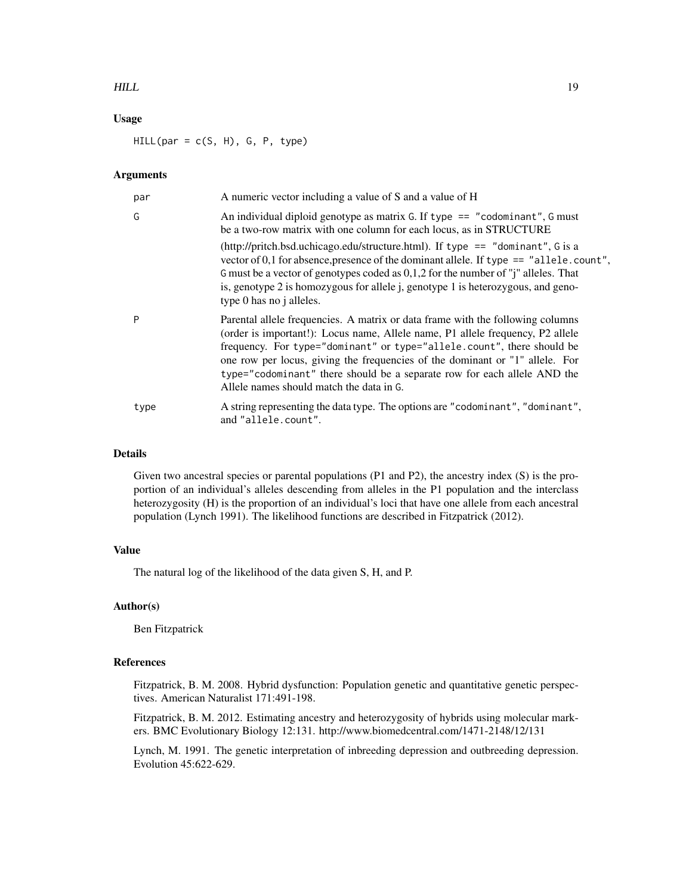## Usage

```
HILL(par = c(S, H), G, P, type)
```

## Arguments

| | |
|---|---|
| par | A numeric vector including a value of S and a value of H |
| G | An individual diploid genotype as matrix G. If type == "codominant", G must be a two-row matrix with one column for each locus, as in STRUCTURE (http://pritch.bsd.uchicago.edu/structure.html). If type == "dominant", G is a vector of 0,1 for absence,presence of the dominant allele. If type == "allele.count", G must be a vector of genotypes coded as 0,1,2 for the number of "j" alleles. That is, genotype 2 is homozygous for allele j, genotype 1 is heterozygous, and genotype 0 has no j alleles. |
| P | Parental allele frequencies. A matrix or data frame with the following columns (order is important!): Locus name, Allele name, P1 allele frequency, P2 allele frequency. For type="dominant" or type="allele.count", there should be one row per locus, giving the frequencies of the dominant or "1" allele. For type="codominant" there should be a separate row for each allele AND the Allele names should match the data in G. |
| type | A string representing the data type. The options are "codominant", "dominant", and "allele.count". |

## Details

Given two ancestral species or parental populations (P1 and P2), the ancestry index (S) is the proportion of an individual's alleles descending from alleles in the P1 population and the interclass heterozygosity (H) is the proportion of an individual's loci that have one allele from each ancestral population (Lynch 1991). The likelihood functions are described in Fitzpatrick (2012).

## Value

The natural log of the likelihood of the data given S, H, and P.

## Author(s)

Ben Fitzpatrick

## References

Fitzpatrick, B. M. 2008. Hybrid dysfunction: Population genetic and quantitative genetic perspectives. American Naturalist 171:491-198.

Fitzpatrick, B. M. 2012. Estimating ancestry and heterozygosity of hybrids using molecular markers. BMC Evolutionary Biology 12:131. http://www.biomedcentral.com/1471-2148/12/131

Lynch, M. 1991. The genetic interpretation of inbreeding depression and outbreeding depression. Evolution 45:622-629.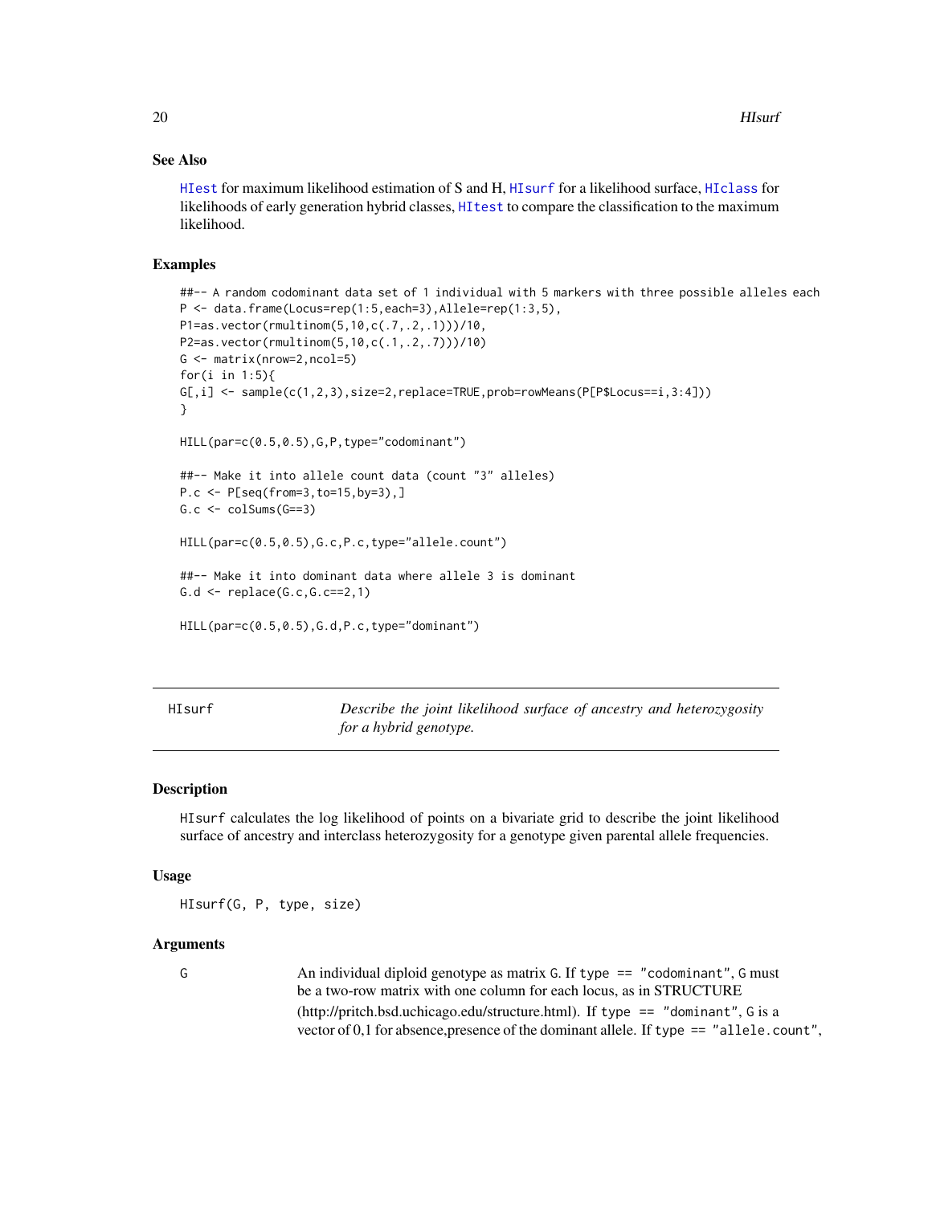### See Also

HIest for maximum likelihood estimation of S and H, HIsurf for a likelihood surface, HIclass for likelihoods of early generation hybrid classes, HItest to compare the classification to the maximum likelihood.

### Examples

```
##-- A random codominant data set of 1 individual with 5 markers with three possible alleles each
P <- data.frame(Locus=rep(1:5,each=3),Allele=rep(1:3,5),
P1=as.vector(rmultinom(5,10,c(.7,.2,.1)))/10,
P2=as.vector(rmultinom(5,10,c(.1,.2,.7)))/10)
G <- matrix(nrow=2,ncol=5)
for(i in 1:5){
G[,i] <- sample(c(1,2,3),size=2,replace=TRUE,prob=rowMeans(P[P$Locus==i,3:4]))
}

HILL(par=c(0.5,0.5),G,P,type="codominant")

##-- Make it into allele count data (count "3" alleles)
P.c <- P[seq(from=3,to=15,by=3),]
G.c <- colSums(G==3)

HILL(par=c(0.5,0.5),G.c,P.c,type="allele.count")

##-- Make it into dominant data where allele 3 is dominant
G.d <- replace(G.c,G.c==2,1)

HILL(par=c(0.5,0.5),G.d,P.c,type="dominant")
```

---

## HIsurf — *Describe the joint likelihood surface of ancestry and heterozygosity for a hybrid genotype.*

---

### Description

HIsurf calculates the log likelihood of points on a bivariate grid to describe the joint likelihood surface of ancestry and interclass heterozygosity for a genotype given parental allele frequencies.

### Usage

```
HIsurf(G, P, type, size)
```

### Arguments

G — An individual diploid genotype as matrix G. If type == "codominant", G must be a two-row matrix with one column for each locus, as in STRUCTURE (http://pritch.bsd.uchicago.edu/structure.html). If type == "dominant", G is a vector of 0,1 for absence,presence of the dominant allele. If type == "allele.count",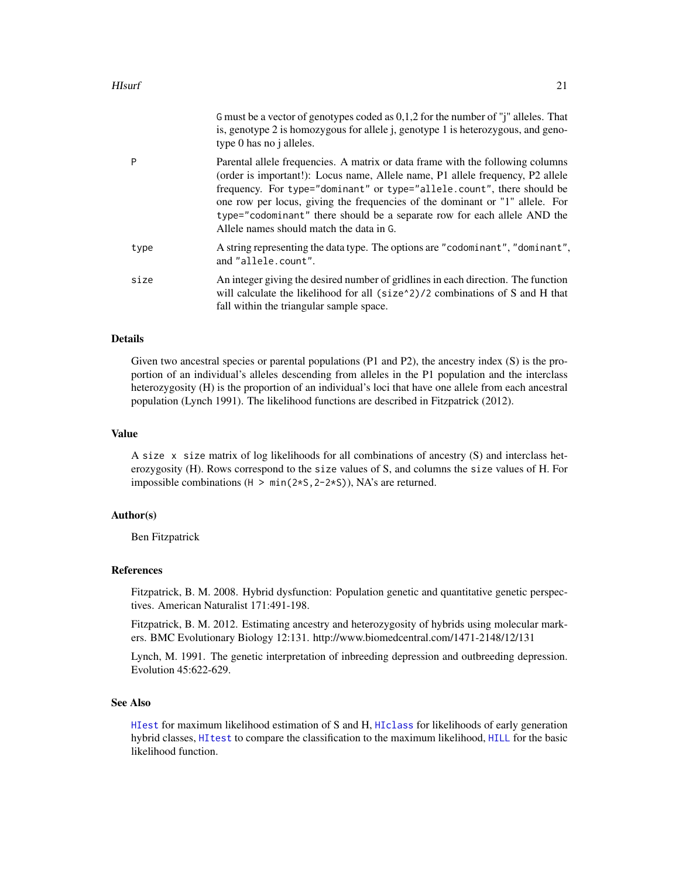| | |
|---|---|
| | `G` must be a vector of genotypes coded as 0,1,2 for the number of "j" alleles. That is, genotype 2 is homozygous for allele j, genotype 1 is heterozygous, and genotype 0 has no j alleles. |
| `P` | Parental allele frequencies. A matrix or data frame with the following columns (order is important!): Locus name, Allele name, P1 allele frequency, P2 allele frequency. For `type="dominant"` or `type="allele.count"`, there should be one row per locus, giving the frequencies of the dominant or "1" allele. For `type="codominant"` there should be a separate row for each allele AND the Allele names should match the data in `G`. |
| `type` | A string representing the data type. The options are `"codominant"`, `"dominant"`, and `"allele.count"`. |
| `size` | An integer giving the desired number of gridlines in each direction. The function will calculate the likelihood for all `(size^2)/2` combinations of S and H that fall within the triangular sample space. |

## Details

Given two ancestral species or parental populations (P1 and P2), the ancestry index (S) is the proportion of an individual's alleles descending from alleles in the P1 population and the interclass heterozygosity (H) is the proportion of an individual's loci that have one allele from each ancestral population (Lynch 1991). The likelihood functions are described in Fitzpatrick (2012).

## Value

A `size x size` matrix of log likelihoods for all combinations of ancestry (S) and interclass heterozygosity (H). Rows correspond to the `size` values of S, and columns the `size` values of H. For impossible combinations (`H > min(2*S,2-2*S)`), NA's are returned.

## Author(s)

Ben Fitzpatrick

## References

Fitzpatrick, B. M. 2008. Hybrid dysfunction: Population genetic and quantitative genetic perspectives. American Naturalist 171:491-198.

Fitzpatrick, B. M. 2012. Estimating ancestry and heterozygosity of hybrids using molecular markers. BMC Evolutionary Biology 12:131. http://www.biomedcentral.com/1471-2148/12/131

Lynch, M. 1991. The genetic interpretation of inbreeding depression and outbreeding depression. Evolution 45:622-629.

## See Also

`HIest` for maximum likelihood estimation of S and H, `HIclass` for likelihoods of early generation hybrid classes, `HItest` to compare the classification to the maximum likelihood, `HILL` for the basic likelihood function.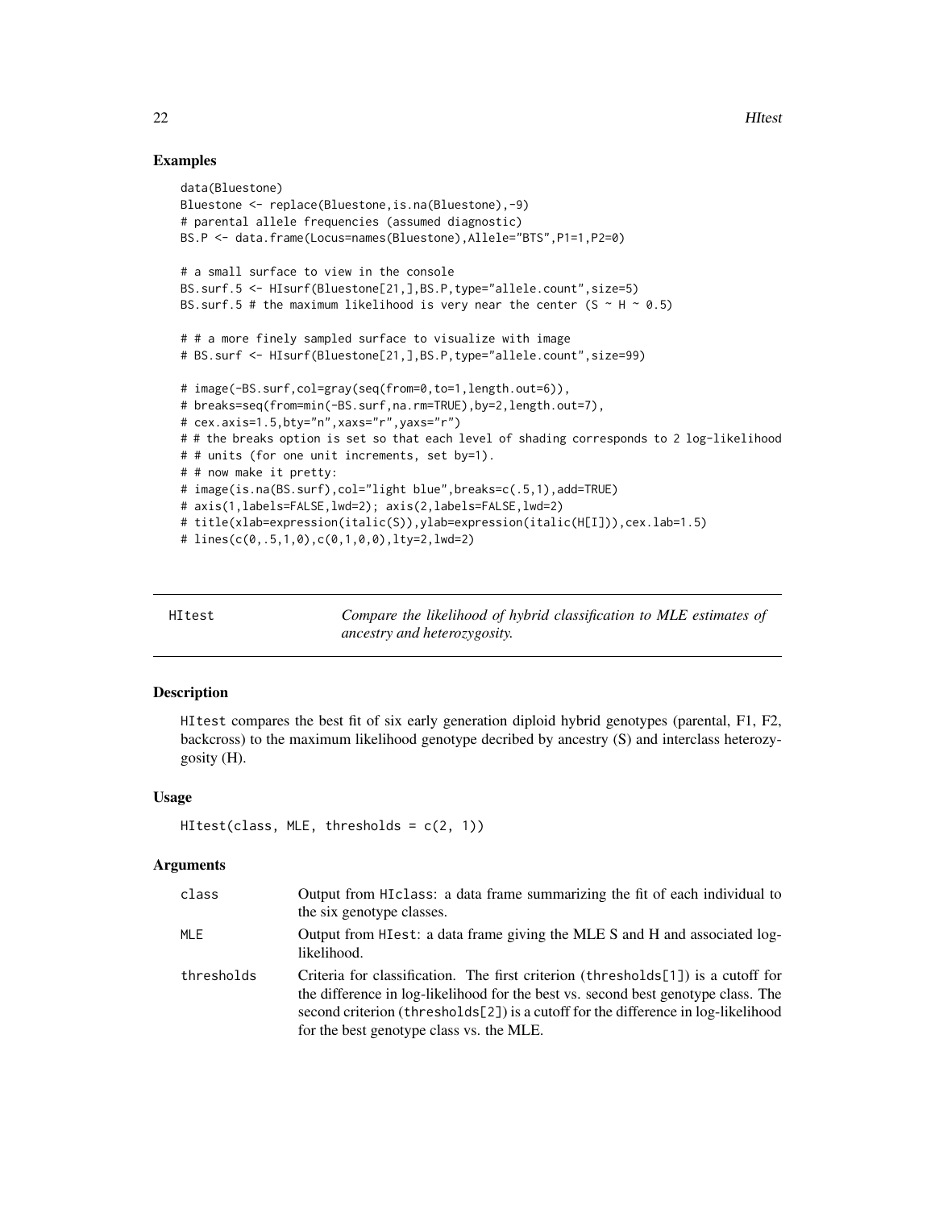## Examples

```
data(Bluestone)
Bluestone <- replace(Bluestone,is.na(Bluestone),-9)
# parental allele frequencies (assumed diagnostic)
BS.P <- data.frame(Locus=names(Bluestone),Allele="BTS",P1=1,P2=0)

# a small surface to view in the console
BS.surf.5 <- HIsurf(Bluestone[21,],BS.P,type="allele.count",size=5)
BS.surf.5 # the maximum likelihood is very near the center (S ~ H ~ 0.5)

# # a more finely sampled surface to visualize with image
# BS.surf <- HIsurf(Bluestone[21,],BS.P,type="allele.count",size=99)

# image(-BS.surf,col=gray(seq(from=0,to=1,length.out=6)),
# breaks=seq(from=min(-BS.surf,na.rm=TRUE),by=2,length.out=7),
# cex.axis=1.5,bty="n",xaxs="r",yaxs="r")
# # the breaks option is set so that each level of shading corresponds to 2 log-likelihood
# # units (for one unit increments, set by=1).
# # now make it pretty:
# image(is.na(BS.surf),col="light blue",breaks=c(.5,1),add=TRUE)
# axis(1,labels=FALSE,lwd=2); axis(2,labels=FALSE,lwd=2)
# title(xlab=expression(italic(S)),ylab=expression(italic(H[I])),cex.lab=1.5)
# lines(c(0,.5,1,0),c(0,1,0,0),lty=2,lwd=2)
```

---

# HItest — *Compare the likelihood of hybrid classification to MLE estimates of ancestry and heterozygosity.*

---

## Description

HItest compares the best fit of six early generation diploid hybrid genotypes (parental, F1, F2, backcross) to the maximum likelihood genotype decribed by ancestry (S) and interclass heterozygosity (H).

## Usage

```
HItest(class, MLE, thresholds = c(2, 1))
```

## Arguments

| | |
|---|---|
| class | Output from HIclass: a data frame summarizing the fit of each individual to the six genotype classes. |
| MLE | Output from HIest: a data frame giving the MLE S and H and associated log-likelihood. |
| thresholds | Criteria for classification. The first criterion (thresholds[1]) is a cutoff for the difference in log-likelihood for the best vs. second best genotype class. The second criterion (thresholds[2]) is a cutoff for the difference in log-likelihood for the best genotype class vs. the MLE. |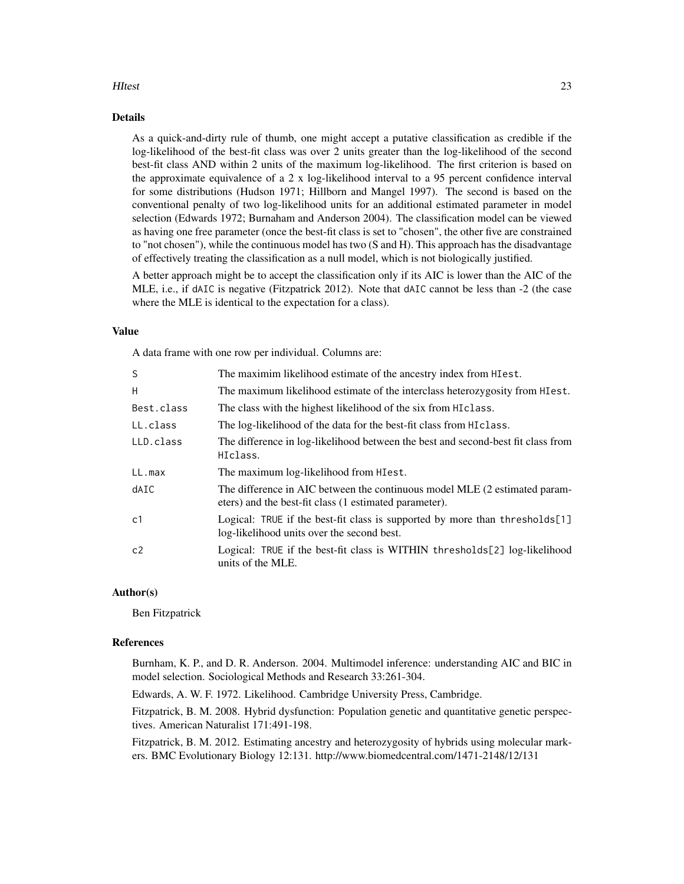## Details

As a quick-and-dirty rule of thumb, one might accept a putative classification as credible if the log-likelihood of the best-fit class was over 2 units greater than the log-likelihood of the second best-fit class AND within 2 units of the maximum log-likelihood. The first criterion is based on the approximate equivalence of a 2 x log-likelihood interval to a 95 percent confidence interval for some distributions (Hudson 1971; Hillborn and Mangel 1997). The second is based on the conventional penalty of two log-likelihood units for an additional estimated parameter in model selection (Edwards 1972; Burnaham and Anderson 2004). The classification model can be viewed as having one free parameter (once the best-fit class is set to "chosen", the other five are constrained to "not chosen"), while the continuous model has two (S and H). This approach has the disadvantage of effectively treating the classification as a null model, which is not biologically justified.

A better approach might be to accept the classification only if its AIC is lower than the AIC of the MLE, i.e., if `dAIC` is negative (Fitzpatrick 2012). Note that `dAIC` cannot be less than -2 (the case where the MLE is identical to the expectation for a class).

## Value

A data frame with one row per individual. Columns are:

| | |
|---|---|
| `S` | The maximim likelihood estimate of the ancestry index from `HIest`. |
| `H` | The maximum likelihood estimate of the interclass heterozygosity from `HIest`. |
| `Best.class` | The class with the highest likelihood of the six from `HIclass`. |
| `LL.class` | The log-likelihood of the data for the best-fit class from `HIclass`. |
| `LLD.class` | The difference in log-likelihood between the best and second-best fit class from `HIclass`. |
| `LL.max` | The maximum log-likelihood from `HIest`. |
| `dAIC` | The difference in AIC between the continuous model MLE (2 estimated parameters) and the best-fit class (1 estimated parameter). |
| `c1` | Logical: `TRUE` if the best-fit class is supported by more than `thresholds[1]` log-likelihood units over the second best. |
| `c2` | Logical: `TRUE` if the best-fit class is WITHIN `thresholds[2]` log-likelihood units of the MLE. |

## Author(s)

Ben Fitzpatrick

## References

Burnham, K. P., and D. R. Anderson. 2004. Multimodel inference: understanding AIC and BIC in model selection. Sociological Methods and Research 33:261-304.

Edwards, A. W. F. 1972. Likelihood. Cambridge University Press, Cambridge.

Fitzpatrick, B. M. 2008. Hybrid dysfunction: Population genetic and quantitative genetic perspectives. American Naturalist 171:491-198.

Fitzpatrick, B. M. 2012. Estimating ancestry and heterozygosity of hybrids using molecular markers. BMC Evolutionary Biology 12:131. http://www.biomedcentral.com/1471-2148/12/131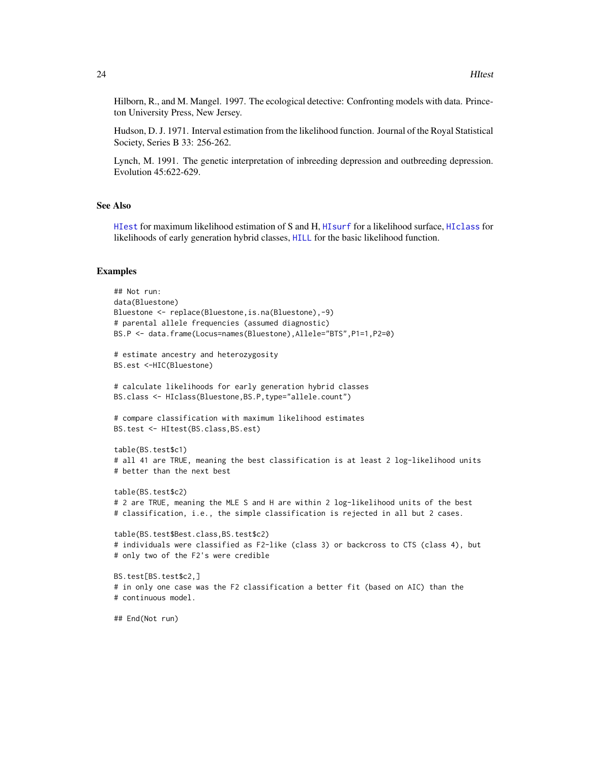Hilborn, R., and M. Mangel. 1997. The ecological detective: Confronting models with data. Princeton University Press, New Jersey.

Hudson, D. J. 1971. Interval estimation from the likelihood function. Journal of the Royal Statistical Society, Series B 33: 256-262.

Lynch, M. 1991. The genetic interpretation of inbreeding depression and outbreeding depression. Evolution 45:622-629.

### See Also

HIest for maximum likelihood estimation of S and H, HIsurf for a likelihood surface, HIclass for likelihoods of early generation hybrid classes, HILL for the basic likelihood function.

### Examples

```
## Not run:
data(Bluestone)
Bluestone <- replace(Bluestone,is.na(Bluestone),-9)
# parental allele frequencies (assumed diagnostic)
BS.P <- data.frame(Locus=names(Bluestone),Allele="BTS",P1=1,P2=0)

# estimate ancestry and heterozygosity
BS.est <-HIC(Bluestone)

# calculate likelihoods for early generation hybrid classes
BS.class <- HIclass(Bluestone,BS.P,type="allele.count")

# compare classification with maximum likelihood estimates
BS.test <- HItest(BS.class,BS.est)

table(BS.test$c1)
# all 41 are TRUE, meaning the best classification is at least 2 log-likelihood units
# better than the next best

table(BS.test$c2)
# 2 are TRUE, meaning the MLE S and H are within 2 log-likelihood units of the best
# classification, i.e., the simple classification is rejected in all but 2 cases.

table(BS.test$Best.class,BS.test$c2)
# individuals were classified as F2-like (class 3) or backcross to CTS (class 4), but
# only two of the F2's were credible

BS.test[BS.test$c2,]
# in only one case was the F2 classification a better fit (based on AIC) than the
# continuous model.

## End(Not run)
```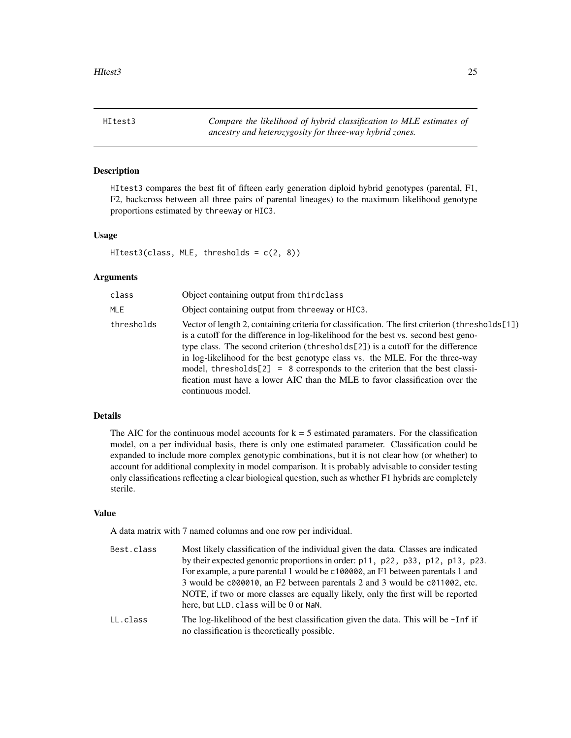HItest3 — *Compare the likelihood of hybrid classification to MLE estimates of ancestry and heterozygosity for three-way hybrid zones.*

## Description

HItest3 compares the best fit of fifteen early generation diploid hybrid genotypes (parental, F1, F2, backcross between all three pairs of parental lineages) to the maximum likelihood genotype proportions estimated by `threeway` or `HIC3`.

## Usage

```
HItest3(class, MLE, thresholds = c(2, 8))
```

## Arguments

| Argument | Description |
|---|---|
| `class` | Object containing output from `thirdclass` |
| `MLE` | Object containing output from `threeway` or `HIC3`. |
| `thresholds` | Vector of length 2, containing criteria for classification. The first criterion (`thresholds[1]`) is a cutoff for the difference in log-likelihood for the best vs. second best genotype class. The second criterion (`thresholds[2]`) is a cutoff for the difference in log-likelihood for the best genotype class vs. the MLE. For the three-way model, `thresholds[2] = 8` corresponds to the criterion that the best classification must have a lower AIC than the MLE to favor classification over the continuous model. |

## Details

The AIC for the continuous model accounts for k = 5 estimated paramaters. For the classification model, on a per individual basis, there is only one estimated parameter. Classification could be expanded to include more complex genotypic combinations, but it is not clear how (or whether) to account for additional complexity in model comparison. It is probably advisable to consider testing only classifications reflecting a clear biological question, such as whether F1 hybrids are completely sterile.

## Value

A data matrix with 7 named columns and one row per individual.

| Column | Description |
|---|---|
| `Best.class` | Most likely classification of the individual given the data. Classes are indicated by their expected genomic proportions in order: `p11, p22, p33, p12, p13, p23`. For example, a pure parental 1 would be `c100000`, an F1 between parentals 1 and 3 would be `c000010`, an F2 between parentals 2 and 3 would be `c011002`, etc. NOTE, if two or more classes are equally likely, only the first will be reported here, but `LLD.class` will be 0 or `NaN`. |
| `LL.class` | The log-likelihood of the best classification given the data. This will be `-Inf` if no classification is theoretically possible. |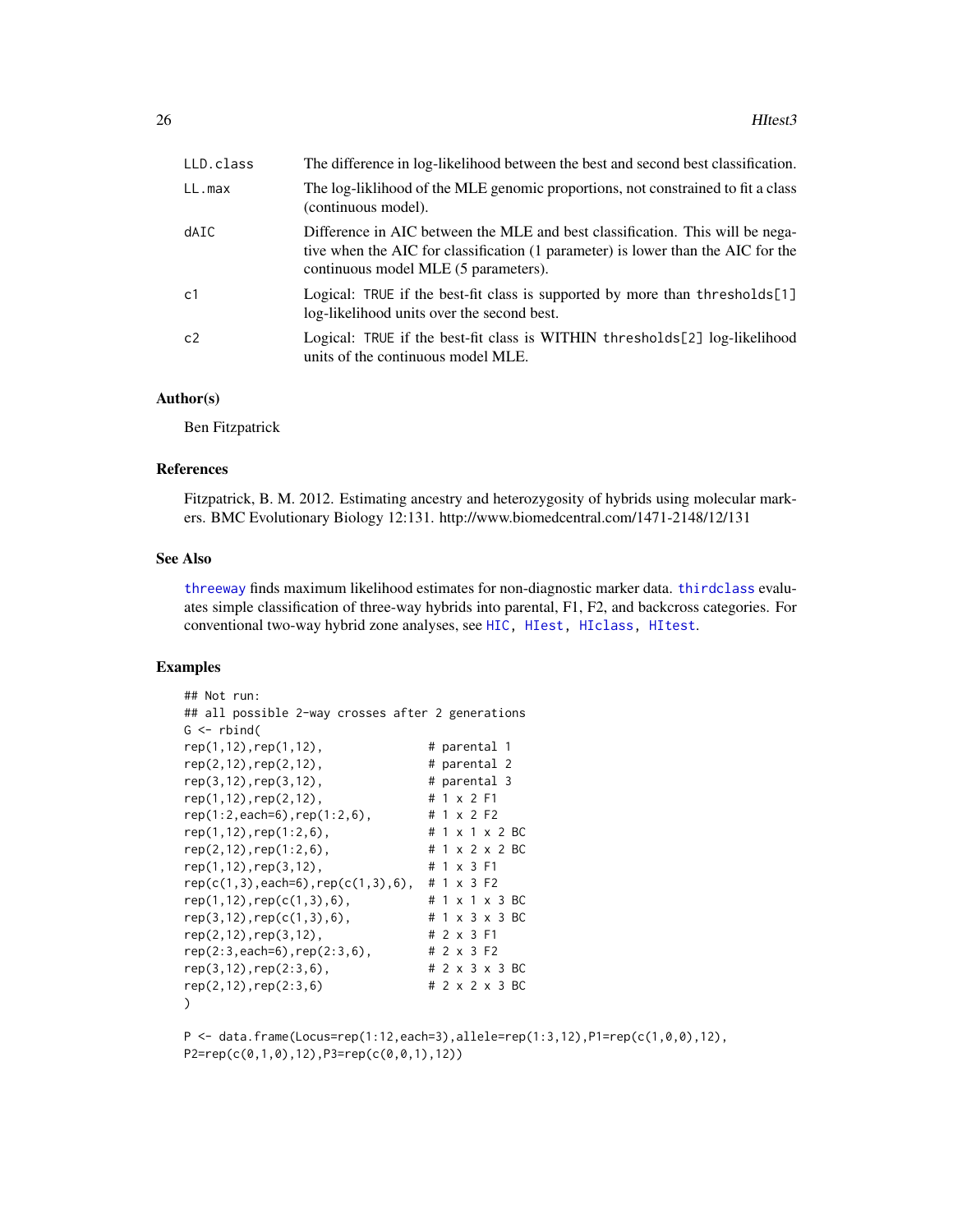| | |
|---|---|
| LLD.class | The difference in log-likelihood between the best and second best classification. |
| LL.max | The log-liklihood of the MLE genomic proportions, not constrained to fit a class (continuous model). |
| dAIC | Difference in AIC between the MLE and best classification. This will be negative when the AIC for classification (1 parameter) is lower than the AIC for the continuous model MLE (5 parameters). |
| c1 | Logical: TRUE if the best-fit class is supported by more than thresholds[1] log-likelihood units over the second best. |
| c2 | Logical: TRUE if the best-fit class is WITHIN thresholds[2] log-likelihood units of the continuous model MLE. |

### Author(s)

Ben Fitzpatrick

### References

Fitzpatrick, B. M. 2012. Estimating ancestry and heterozygosity of hybrids using molecular markers. BMC Evolutionary Biology 12:131. http://www.biomedcentral.com/1471-2148/12/131

### See Also

threeway finds maximum likelihood estimates for non-diagnostic marker data. thirdclass evaluates simple classification of three-way hybrids into parental, F1, F2, and backcross categories. For conventional two-way hybrid zone analyses, see HIC, HIest, HIclass, HItest.

### Examples

```
## Not run:
## all possible 2-way crosses after 2 generations
G <- rbind(
rep(1,12),rep(1,12),               # parental 1
rep(2,12),rep(2,12),               # parental 2
rep(3,12),rep(3,12),               # parental 3
rep(1,12),rep(2,12),               # 1 x 2 F1
rep(1:2,each=6),rep(1:2,6),        # 1 x 2 F2
rep(1,12),rep(1:2,6),              # 1 x 1 x 2 BC
rep(2,12),rep(1:2,6),              # 1 x 2 x 2 BC
rep(1,12),rep(3,12),               # 1 x 3 F1
rep(c(1,3),each=6),rep(c(1,3),6),  # 1 x 3 F2
rep(1,12),rep(c(1,3),6),           # 1 x 1 x 3 BC
rep(3,12),rep(c(1,3),6),           # 1 x 3 x 3 BC
rep(2,12),rep(3,12),               # 2 x 3 F1
rep(2:3,each=6),rep(2:3,6),        # 2 x 3 F2
rep(3,12),rep(2:3,6),              # 2 x 3 x 3 BC
rep(2,12),rep(2:3,6)               # 2 x 2 x 3 BC
)

P <- data.frame(Locus=rep(1:12,each=3),allele=rep(1:3,12),P1=rep(c(1,0,0),12),
P2=rep(c(0,1,0),12),P3=rep(c(0,0,1),12))
```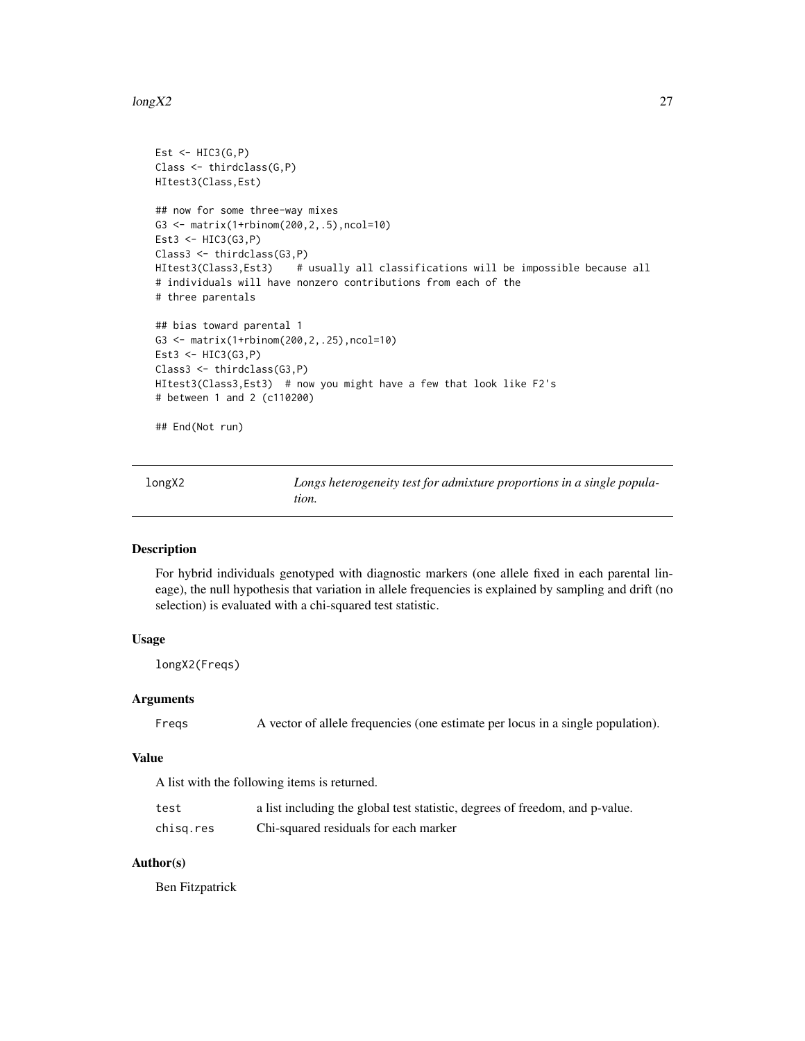```
Est <- HIC3(G,P)
Class <- thirdclass(G,P)
HItest3(Class,Est)

## now for some three-way mixes
G3 <- matrix(1+rbinom(200,2,.5),ncol=10)
Est3 <- HIC3(G3,P)
Class3 <- thirdclass(G3,P)
HItest3(Class3,Est3)    # usually all classifications will be impossible because all
# individuals will have nonzero contributions from each of the
# three parentals

## bias toward parental 1
G3 <- matrix(1+rbinom(200,2,.25),ncol=10)
Est3 <- HIC3(G3,P)
Class3 <- thirdclass(G3,P)
HItest3(Class3,Est3)  # now you might have a few that look like F2's
# between 1 and 2 (c110200)

## End(Not run)
```

---

## longX2 — *Longs heterogeneity test for admixture proportions in a single population.*

---

### Description

For hybrid individuals genotyped with diagnostic markers (one allele fixed in each parental lineage), the null hypothesis that variation in allele frequencies is explained by sampling and drift (no selection) is evaluated with a chi-squared test statistic.

### Usage

```
longX2(Freqs)
```

### Arguments

| | |
|---|---|
| `Freqs` | A vector of allele frequencies (one estimate per locus in a single population). |

### Value

A list with the following items is returned.

| | |
|---|---|
| `test` | a list including the global test statistic, degrees of freedom, and p-value. |
| `chisq.res` | Chi-squared residuals for each marker |

### Author(s)

Ben Fitzpatrick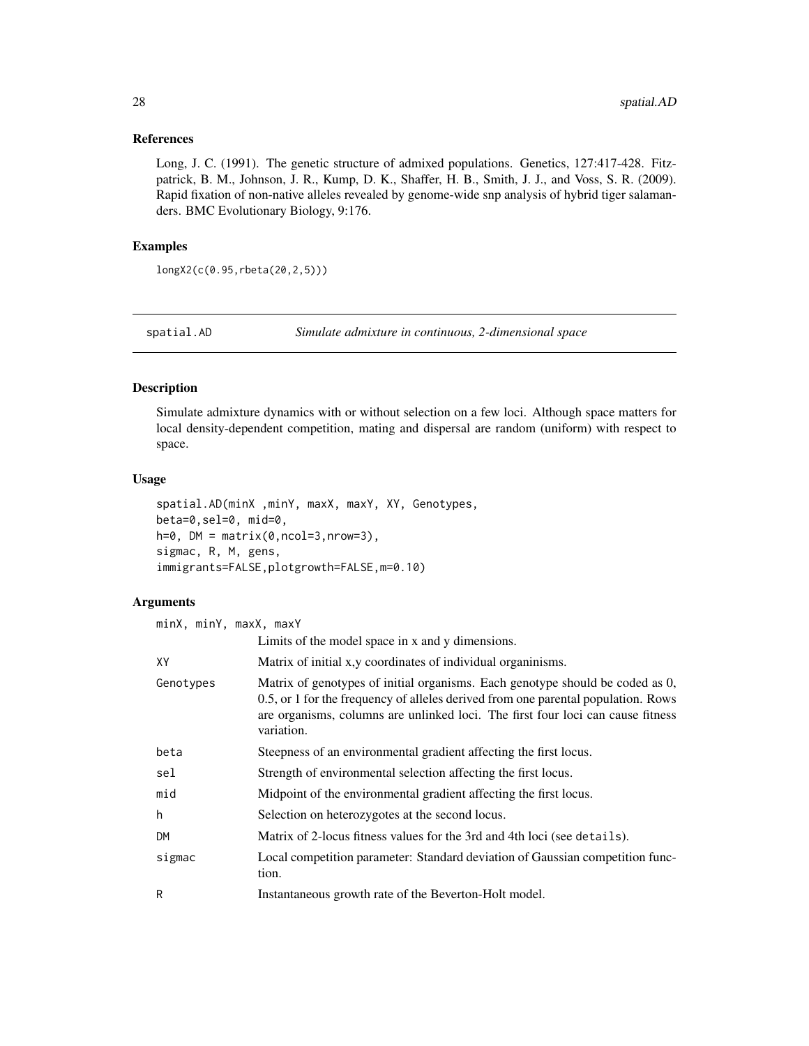### References

Long, J. C. (1991). The genetic structure of admixed populations. Genetics, 127:417-428. Fitzpatrick, B. M., Johnson, J. R., Kump, D. K., Shaffer, H. B., Smith, J. J., and Voss, S. R. (2009). Rapid fixation of non-native alleles revealed by genome-wide snp analysis of hybrid tiger salamanders. BMC Evolutionary Biology, 9:176.

### Examples

```
longX2(c(0.95,rbeta(20,2,5)))
```

---

## spatial.AD — *Simulate admixture in continuous, 2-dimensional space*

### Description

Simulate admixture dynamics with or without selection on a few loci. Although space matters for local density-dependent competition, mating and dispersal are random (uniform) with respect to space.

### Usage

```
spatial.AD(minX ,minY, maxX, maxY, XY, Genotypes,
beta=0,sel=0, mid=0,
h=0, DM = matrix(0,ncol=3,nrow=3),
sigmac, R, M, gens,
immigrants=FALSE,plotgrowth=FALSE,m=0.10)
```

### Arguments

| Argument | Description |
|---|---|
| `minX, minY, maxX, maxY` | Limits of the model space in x and y dimensions. |
| `XY` | Matrix of initial x,y coordinates of individual organinisms. |
| `Genotypes` | Matrix of genotypes of initial organisms. Each genotype should be coded as 0, 0.5, or 1 for the frequency of alleles derived from one parental population. Rows are organisms, columns are unlinked loci. The first four loci can cause fitness variation. |
| `beta` | Steepness of an environmental gradient affecting the first locus. |
| `sel` | Strength of environmental selection affecting the first locus. |
| `mid` | Midpoint of the environmental gradient affecting the first locus. |
| `h` | Selection on heterozygotes at the second locus. |
| `DM` | Matrix of 2-locus fitness values for the 3rd and 4th loci (see `details`). |
| `sigmac` | Local competition parameter: Standard deviation of Gaussian competition function. |
| `R` | Instantaneous growth rate of the Beverton-Holt model. |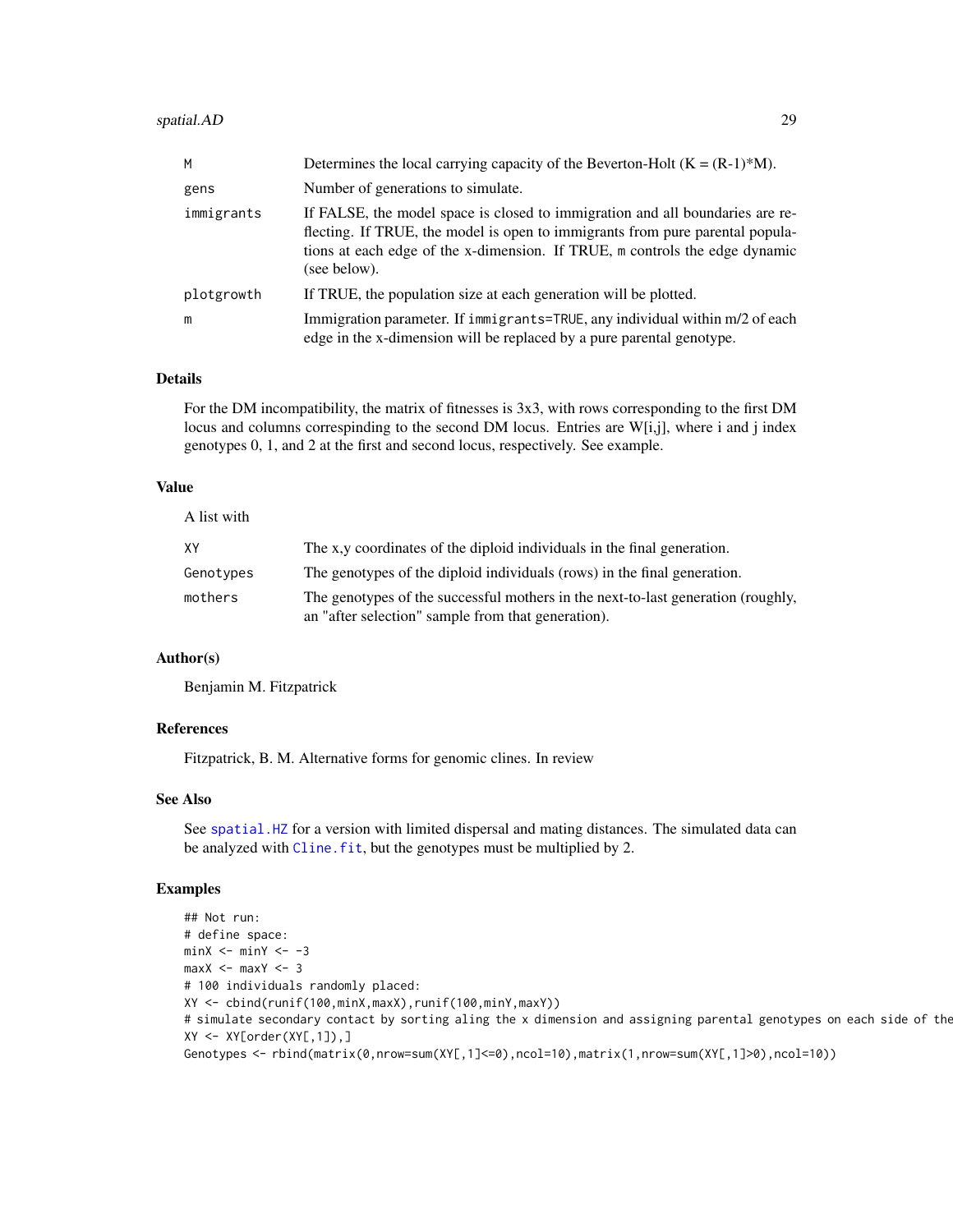| | |
|---|---|
| M | Determines the local carrying capacity of the Beverton-Holt (K = (R-1)*M). |
| gens | Number of generations to simulate. |
| immigrants | If FALSE, the model space is closed to immigration and all boundaries are reflecting. If TRUE, the model is open to immigrants from pure parental populations at each edge of the x-dimension. If TRUE, m controls the edge dynamic (see below). |
| plotgrowth | If TRUE, the population size at each generation will be plotted. |
| m | Immigration parameter. If immigrants=TRUE, any individual within m/2 of each edge in the x-dimension will be replaced by a pure parental genotype. |

## Details

For the DM incompatibility, the matrix of fitnesses is 3x3, with rows corresponding to the first DM locus and columns correspinding to the second DM locus. Entries are W[i,j], where i and j index genotypes 0, 1, and 2 at the first and second locus, respectively. See example.

## Value

A list with

| | |
|---|---|
| XY | The x,y coordinates of the diploid individuals in the final generation. |
| Genotypes | The genotypes of the diploid individuals (rows) in the final generation. |
| mothers | The genotypes of the successful mothers in the next-to-last generation (roughly, an "after selection" sample from that generation). |

## Author(s)

Benjamin M. Fitzpatrick

## References

Fitzpatrick, B. M. Alternative forms for genomic clines. In review

## See Also

See spatial.HZ for a version with limited dispersal and mating distances. The simulated data can be analyzed with Cline.fit, but the genotypes must be multiplied by 2.

## Examples

```
## Not run:
# define space:
minX <- minY <- -3
maxX <- maxY <- 3
# 100 individuals randomly placed:
XY <- cbind(runif(100,minX,maxX),runif(100,minY,maxY))
# simulate secondary contact by sorting aling the x dimension and assigning parental genotypes on each side of the
XY <- XY[order(XY[,1]),]
Genotypes <- rbind(matrix(0,nrow=sum(XY[,1]<=0),ncol=10),matrix(1,nrow=sum(XY[,1]>0),ncol=10))
```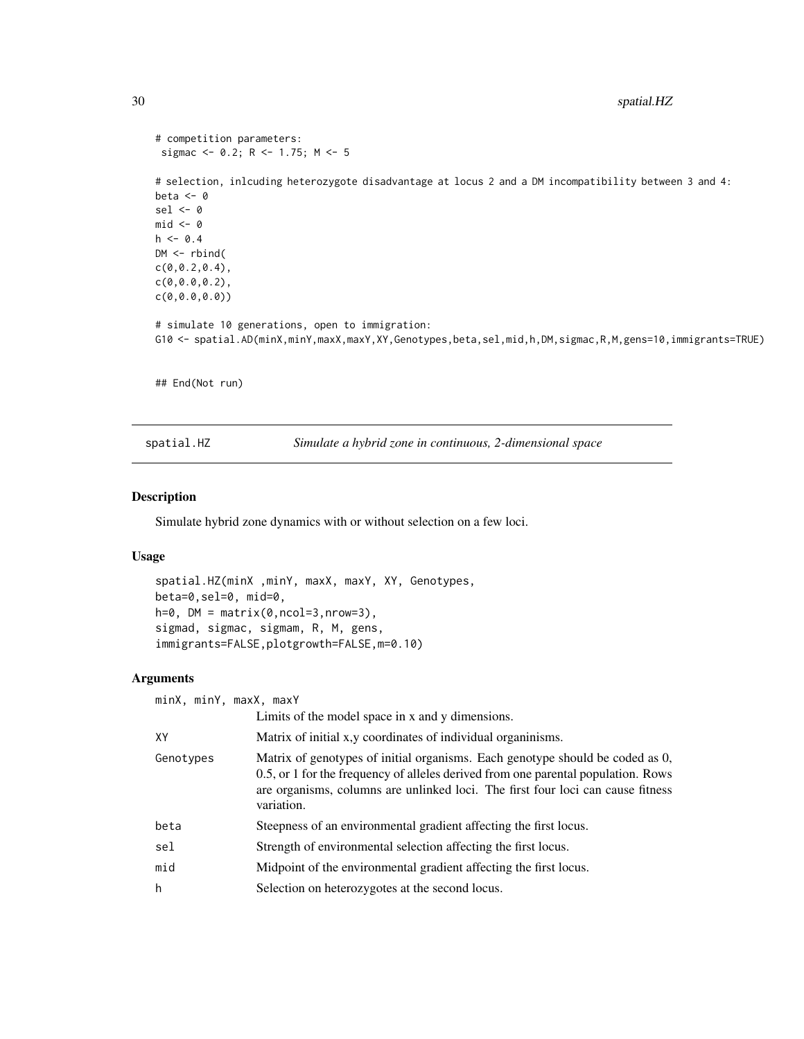```
# competition parameters:
 sigmac <- 0.2; R <- 1.75; M <- 5

# selection, inlcuding heterozygote disadvantage at locus 2 and a DM incompatibility between 3 and 4:
beta <- 0
sel <- 0
mid <- 0
h <- 0.4
DM <- rbind(
c(0,0.2,0.4),
c(0,0.0,0.2),
c(0,0.0,0.0))

# simulate 10 generations, open to immigration:
G10 <- spatial.AD(minX,minY,maxX,maxY,XY,Genotypes,beta,sel,mid,h,DM,sigmac,R,M,gens=10,immigrants=TRUE)


## End(Not run)
```

## spatial.HZ — *Simulate a hybrid zone in continuous, 2-dimensional space*

### Description

Simulate hybrid zone dynamics with or without selection on a few loci.

### Usage

```
spatial.HZ(minX ,minY, maxX, maxY, XY, Genotypes,
beta=0,sel=0, mid=0,
h=0, DM = matrix(0,ncol=3,nrow=3),
sigmad, sigmac, sigmam, R, M, gens,
immigrants=FALSE,plotgrowth=FALSE,m=0.10)
```

### Arguments

| Argument | Description |
|---|---|
| `minX, minY, maxX, maxY` | Limits of the model space in x and y dimensions. |
| `XY` | Matrix of initial x,y coordinates of individual organinisms. |
| `Genotypes` | Matrix of genotypes of initial organisms. Each genotype should be coded as 0, 0.5, or 1 for the frequency of alleles derived from one parental population. Rows are organisms, columns are unlinked loci. The first four loci can cause fitness variation. |
| `beta` | Steepness of an environmental gradient affecting the first locus. |
| `sel` | Strength of environmental selection affecting the first locus. |
| `mid` | Midpoint of the environmental gradient affecting the first locus. |
| `h` | Selection on heterozygotes at the second locus. |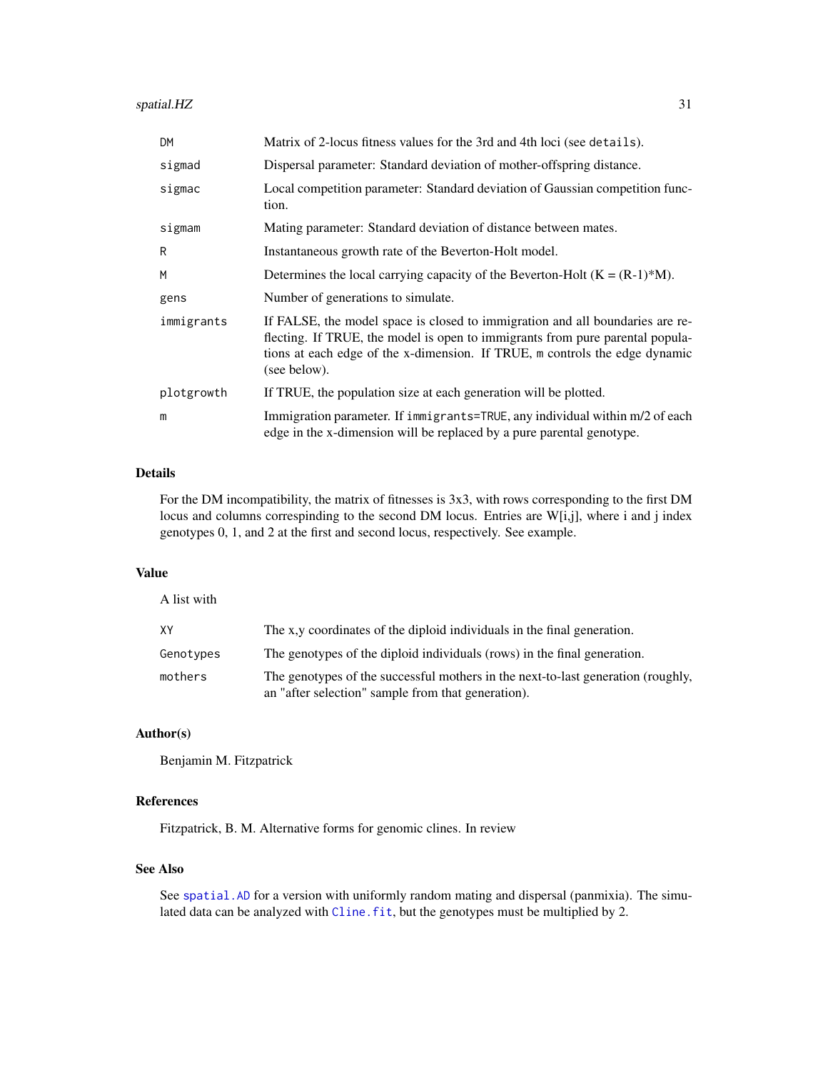| | |
|---|---|
| DM | Matrix of 2-locus fitness values for the 3rd and 4th loci (see details). |
| sigmad | Dispersal parameter: Standard deviation of mother-offspring distance. |
| sigmac | Local competition parameter: Standard deviation of Gaussian competition function. |
| sigmam | Mating parameter: Standard deviation of distance between mates. |
| R | Instantaneous growth rate of the Beverton-Holt model. |
| M | Determines the local carrying capacity of the Beverton-Holt (K = (R-1)*M). |
| gens | Number of generations to simulate. |
| immigrants | If FALSE, the model space is closed to immigration and all boundaries are reflecting. If TRUE, the model is open to immigrants from pure parental populations at each edge of the x-dimension. If TRUE, m controls the edge dynamic (see below). |
| plotgrowth | If TRUE, the population size at each generation will be plotted. |
| m | Immigration parameter. If immigrants=TRUE, any individual within m/2 of each edge in the x-dimension will be replaced by a pure parental genotype. |

## Details

For the DM incompatibility, the matrix of fitnesses is 3x3, with rows corresponding to the first DM locus and columns correspinding to the second DM locus. Entries are W[i,j], where i and j index genotypes 0, 1, and 2 at the first and second locus, respectively. See example.

## Value

A list with

| | |
|---|---|
| XY | The x,y coordinates of the diploid individuals in the final generation. |
| Genotypes | The genotypes of the diploid individuals (rows) in the final generation. |
| mothers | The genotypes of the successful mothers in the next-to-last generation (roughly, an "after selection" sample from that generation). |

## Author(s)

Benjamin M. Fitzpatrick

## References

Fitzpatrick, B. M. Alternative forms for genomic clines. In review

## See Also

See spatial.AD for a version with uniformly random mating and dispersal (panmixia). The simulated data can be analyzed with Cline.fit, but the genotypes must be multiplied by 2.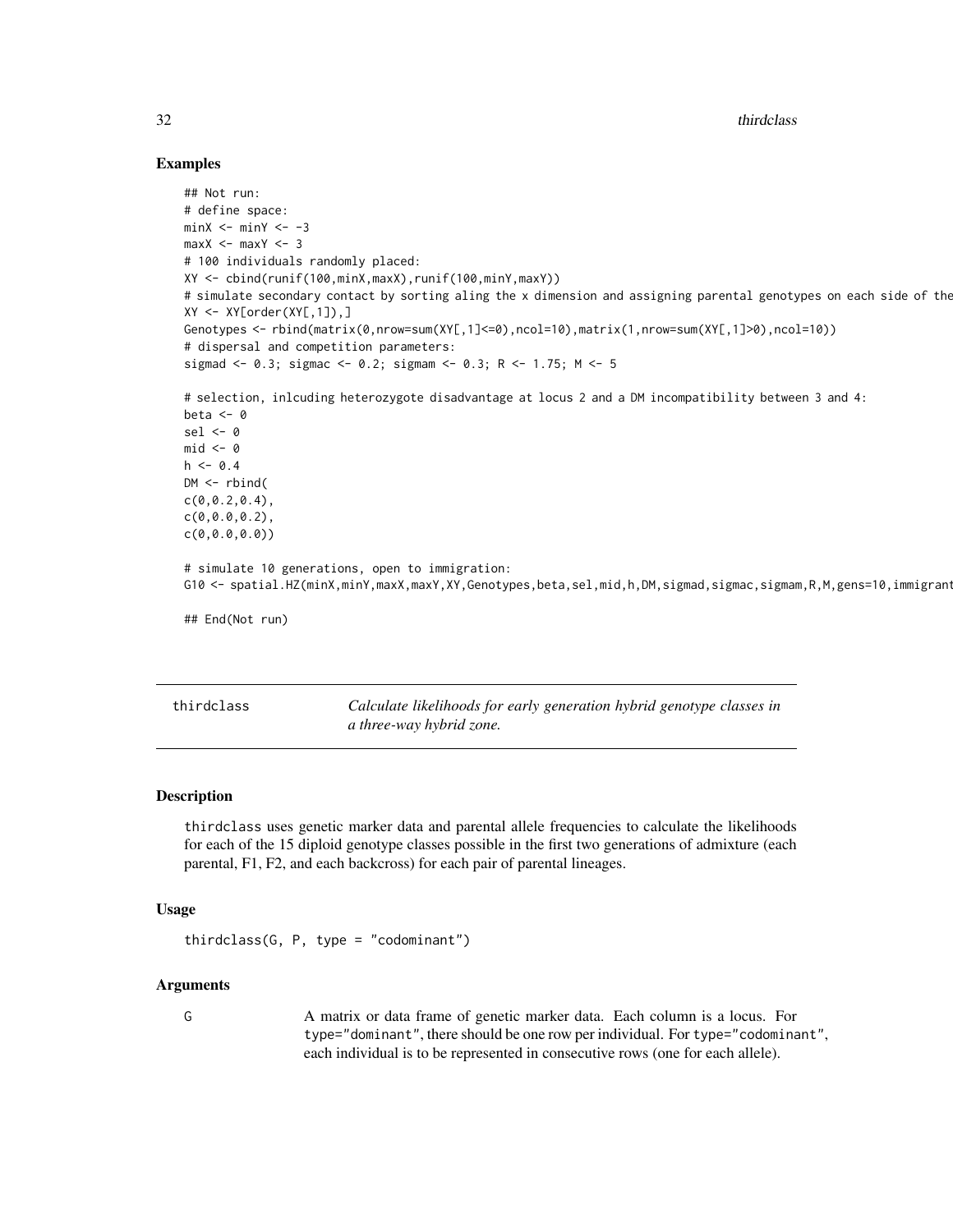## Examples

```
## Not run:
# define space:
minX <- minY <- -3
maxX <- maxY <- 3
# 100 individuals randomly placed:
XY <- cbind(runif(100,minX,maxX),runif(100,minY,maxY))
# simulate secondary contact by sorting aling the x dimension and assigning parental genotypes on each side of the
XY <- XY[order(XY[,1]),]
Genotypes <- rbind(matrix(0,nrow=sum(XY[,1]<=0),ncol=10),matrix(1,nrow=sum(XY[,1]>0),ncol=10))
# dispersal and competition parameters:
sigmad <- 0.3; sigmac <- 0.2; sigmam <- 0.3; R <- 1.75; M <- 5

# selection, inlcuding heterozygote disadvantage at locus 2 and a DM incompatibility between 3 and 4:
beta <- 0
sel <- 0
mid <- 0
h <- 0.4
DM <- rbind(
c(0,0.2,0.4),
c(0,0.0,0.2),
c(0,0.0,0.0))

# simulate 10 generations, open to immigration:
G10 <- spatial.HZ(minX,minY,maxX,maxY,XY,Genotypes,beta,sel,mid,h,DM,sigmad,sigmac,sigmam,R,M,gens=10,immigrant

## End(Not run)
```

---

## thirdclass — *Calculate likelihoods for early generation hybrid genotype classes in a three-way hybrid zone.*

### Description

thirdclass uses genetic marker data and parental allele frequencies to calculate the likelihoods for each of the 15 diploid genotype classes possible in the first two generations of admixture (each parental, F1, F2, and each backcross) for each pair of parental lineages.

### Usage

```
thirdclass(G, P, type = "codominant")
```

### Arguments

G — A matrix or data frame of genetic marker data. Each column is a locus. For type="dominant", there should be one row per individual. For type="codominant", each individual is to be represented in consecutive rows (one for each allele).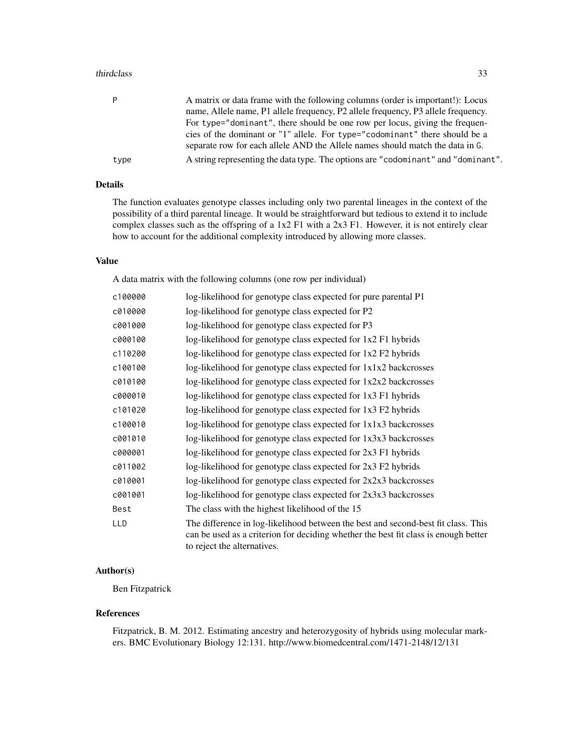| | |
|---|---|
| P | A matrix or data frame with the following columns (order is important!): Locus name, Allele name, P1 allele frequency, P2 allele frequency, P3 allele frequency. For `type="dominant"`, there should be one row per locus, giving the frequencies of the dominant or `"1"` allele. For `type="codominant"` there should be a separate row for each allele AND the Allele names should match the data in `G`. |
| type | A string representing the data type. The options are `"codominant"` and `"dominant"`. |

### Details

The function evaluates genotype classes including only two parental lineages in the context of the possibility of a third parental lineage. It would be straightforward but tedious to extend it to include complex classes such as the offspring of a 1x2 F1 with a 2x3 F1. However, it is not entirely clear how to account for the additional complexity introduced by allowing more classes.

### Value

A data matrix with the following columns (one row per individual)

| | |
|---|---|
| c100000 | log-likelihood for genotype class expected for pure parental P1 |
| c010000 | log-likelihood for genotype class expected for P2 |
| c001000 | log-likelihood for genotype class expected for P3 |
| c000100 | log-likelihood for genotype class expected for 1x2 F1 hybrids |
| c110200 | log-likelihood for genotype class expected for 1x2 F2 hybrids |
| c100100 | log-likelihood for genotype class expected for 1x1x2 backcrosses |
| c010100 | log-likelihood for genotype class expected for 1x2x2 backcrosses |
| c000010 | log-likelihood for genotype class expected for 1x3 F1 hybrids |
| c101020 | log-likelihood for genotype class expected for 1x3 F2 hybrids |
| c100010 | log-likelihood for genotype class expected for 1x1x3 backcrosses |
| c001010 | log-likelihood for genotype class expected for 1x3x3 backcrosses |
| c000001 | log-likelihood for genotype class expected for 2x3 F1 hybrids |
| c011002 | log-likelihood for genotype class expected for 2x3 F2 hybrids |
| c010001 | log-likelihood for genotype class expected for 2x2x3 backcrosses |
| c001001 | log-likelihood for genotype class expected for 2x3x3 backcrosses |
| Best | The class with the highest likelihood of the 15 |
| LLD | The difference in log-likelihood between the best and second-best fit class. This can be used as a criterion for deciding whether the best fit class is enough better to reject the alternatives. |

### Author(s)

Ben Fitzpatrick

### References

Fitzpatrick, B. M. 2012. Estimating ancestry and heterozygosity of hybrids using molecular markers. BMC Evolutionary Biology 12:131. http://www.biomedcentral.com/1471-2148/12/131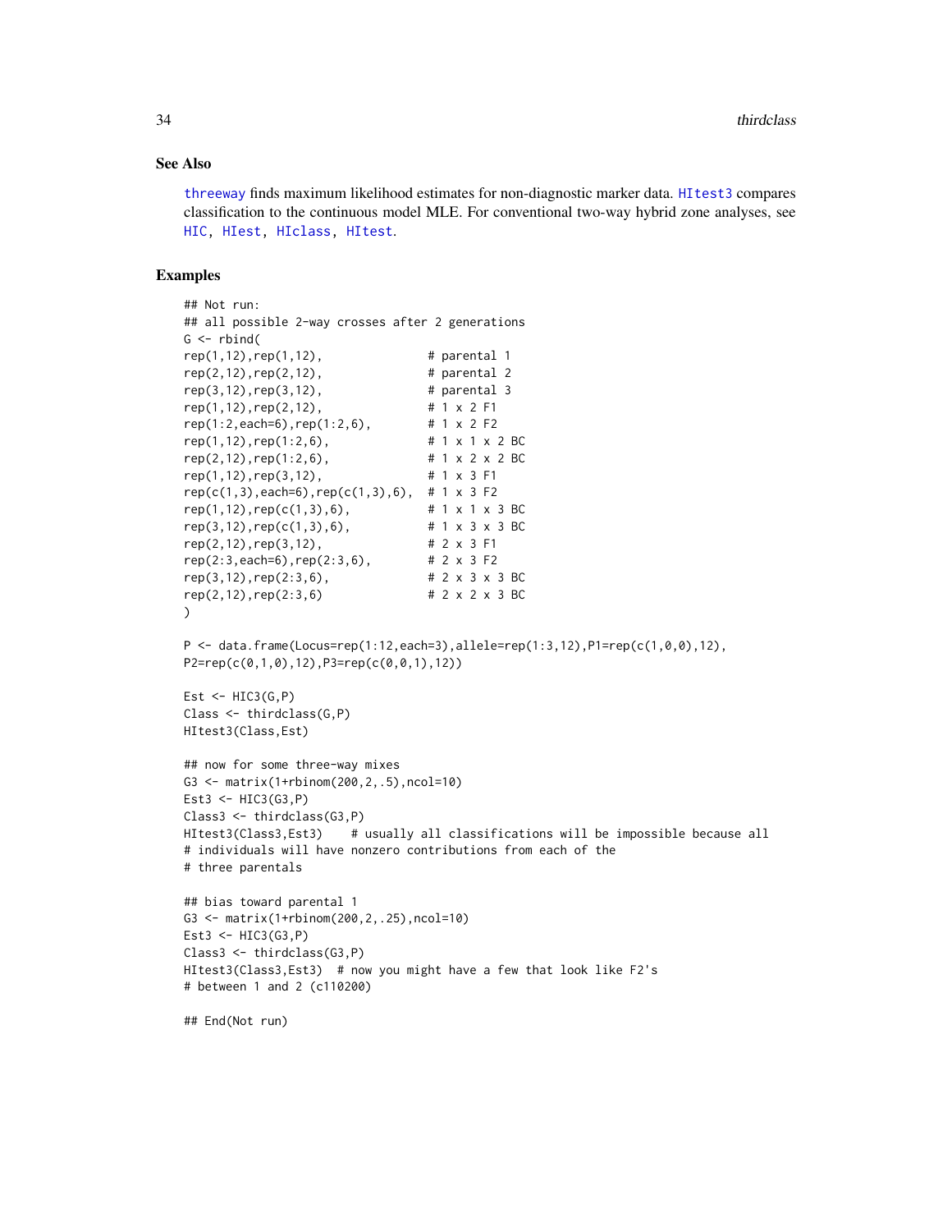### See Also

`threeway` finds maximum likelihood estimates for non-diagnostic marker data. `HItest3` compares classification to the continuous model MLE. For conventional two-way hybrid zone analyses, see `HIC`, `HIest`, `HIclass`, `HItest`.

### Examples

```
## Not run:
## all possible 2-way crosses after 2 generations
G <- rbind(
rep(1,12),rep(1,12),                # parental 1
rep(2,12),rep(2,12),                # parental 2
rep(3,12),rep(3,12),                # parental 3
rep(1,12),rep(2,12),                # 1 x 2 F1
rep(1:2,each=6),rep(1:2,6),         # 1 x 2 F2
rep(1,12),rep(1:2,6),               # 1 x 1 x 2 BC
rep(2,12),rep(1:2,6),               # 1 x 2 x 2 BC
rep(1,12),rep(3,12),                # 1 x 3 F1
rep(c(1,3),each=6),rep(c(1,3),6),   # 1 x 3 F2
rep(1,12),rep(c(1,3),6),            # 1 x 1 x 3 BC
rep(3,12),rep(c(1,3),6),            # 1 x 3 x 3 BC
rep(2,12),rep(3,12),                # 2 x 3 F1
rep(2:3,each=6),rep(2:3,6),         # 2 x 3 F2
rep(3,12),rep(2:3,6),               # 2 x 3 x 3 BC
rep(2,12),rep(2:3,6)                # 2 x 2 x 3 BC
)

P <- data.frame(Locus=rep(1:12,each=3),allele=rep(1:3,12),P1=rep(c(1,0,0),12),
P2=rep(c(0,1,0),12),P3=rep(c(0,0,1),12))

Est <- HIC3(G,P)
Class <- thirdclass(G,P)
HItest3(Class,Est)

## now for some three-way mixes
G3 <- matrix(1+rbinom(200,2,.5),ncol=10)
Est3 <- HIC3(G3,P)
Class3 <- thirdclass(G3,P)
HItest3(Class3,Est3)    # usually all classifications will be impossible because all
# individuals will have nonzero contributions from each of the
# three parentals

## bias toward parental 1
G3 <- matrix(1+rbinom(200,2,.25),ncol=10)
Est3 <- HIC3(G3,P)
Class3 <- thirdclass(G3,P)
HItest3(Class3,Est3)  # now you might have a few that look like F2's
# between 1 and 2 (c110200)

## End(Not run)
```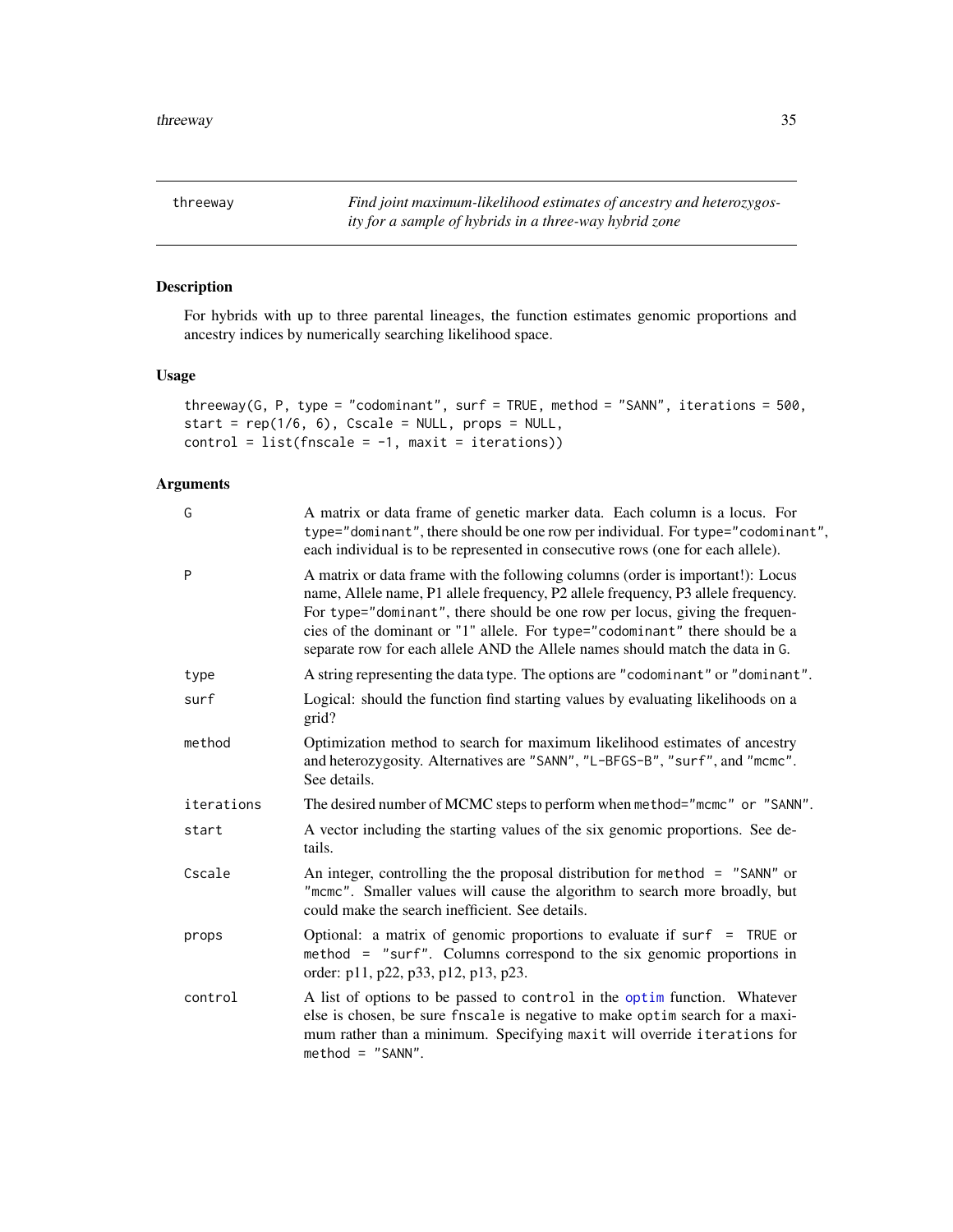# threeway

*Find joint maximum-likelihood estimates of ancestry and heterozygosity for a sample of hybrids in a three-way hybrid zone*

## Description

For hybrids with up to three parental lineages, the function estimates genomic proportions and ancestry indices by numerically searching likelihood space.

## Usage

```
threeway(G, P, type = "codominant", surf = TRUE, method = "SANN", iterations = 500,
start = rep(1/6, 6), Cscale = NULL, props = NULL,
control = list(fnscale = -1, maxit = iterations))
```

## Arguments

| | |
|---|---|
| `G` | A matrix or data frame of genetic marker data. Each column is a locus. For `type="dominant"`, there should be one row per individual. For `type="codominant"`, each individual is to be represented in consecutive rows (one for each allele). |
| `P` | A matrix or data frame with the following columns (order is important!): Locus name, Allele name, P1 allele frequency, P2 allele frequency, P3 allele frequency. For `type="dominant"`, there should be one row per locus, giving the frequencies of the dominant or "1" allele. For `type="codominant"` there should be a separate row for each allele AND the Allele names should match the data in `G`. |
| `type` | A string representing the data type. The options are `"codominant"` or `"dominant"`. |
| `surf` | Logical: should the function find starting values by evaluating likelihoods on a grid? |
| `method` | Optimization method to search for maximum likelihood estimates of ancestry and heterozygosity. Alternatives are `"SANN"`, `"L-BFGS-B"`, `"surf"`, and `"mcmc"`. See details. |
| `iterations` | The desired number of MCMC steps to perform when `method="mcmc" or "SANN"`. |
| `start` | A vector including the starting values of the six genomic proportions. See details. |
| `Cscale` | An integer, controlling the the proposal distribution for `method = "SANN"` or `"mcmc"`. Smaller values will cause the algorithm to search more broadly, but could make the search inefficient. See details. |
| `props` | Optional: a matrix of genomic proportions to evaluate if `surf = TRUE` or `method = "surf"`. Columns correspond to the six genomic proportions in order: p11, p22, p33, p12, p13, p23. |
| `control` | A list of options to be passed to `control` in the `optim` function. Whatever else is chosen, be sure `fnscale` is negative to make `optim` search for a maximum rather than a minimum. Specifying `maxit` will override `iterations` for `method = "SANN"`. |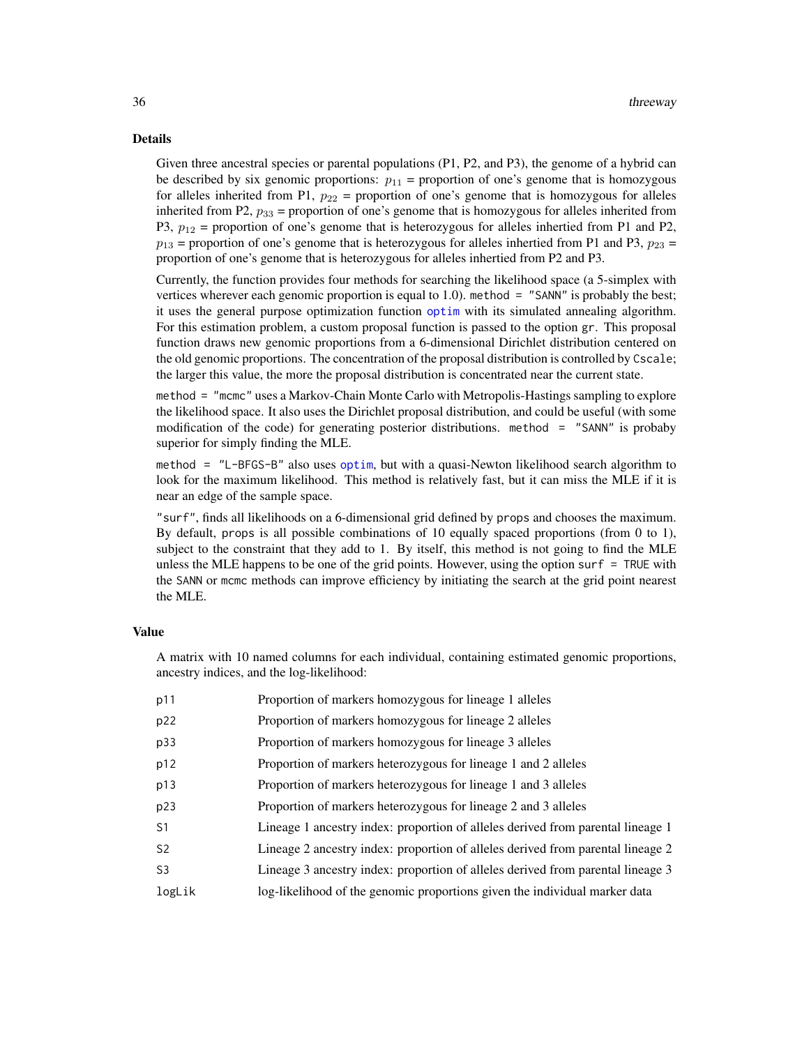## Details

Given three ancestral species or parental populations (P1, P2, and P3), the genome of a hybrid can be described by six genomic proportions: $p_{11}$ = proportion of one's genome that is homozygous for alleles inherited from P1, $p_{22}$ = proportion of one's genome that is homozygous for alleles inherited from P2, $p_{33}$ = proportion of one's genome that is homozygous for alleles inherited from P3, $p_{12}$ = proportion of one's genome that is heterozygous for alleles inhertied from P1 and P2, $p_{13}$ = proportion of one's genome that is heterozygous for alleles inhertied from P1 and P3, $p_{23}$ = proportion of one's genome that is heterozygous for alleles inhertied from P2 and P3.

Currently, the function provides four methods for searching the likelihood space (a 5-simplex with vertices wherever each genomic proportion is equal to 1.0). `method = "SANN"` is probably the best; it uses the general purpose optimization function `optim` with its simulated annealing algorithm. For this estimation problem, a custom proposal function is passed to the option `gr`. This proposal function draws new genomic proportions from a 6-dimensional Dirichlet distribution centered on the old genomic proportions. The concentration of the proposal distribution is controlled by `Cscale`; the larger this value, the more the proposal distribution is concentrated near the current state.

`method = "mcmc"` uses a Markov-Chain Monte Carlo with Metropolis-Hastings sampling to explore the likelihood space. It also uses the Dirichlet proposal distribution, and could be useful (with some modification of the code) for generating posterior distributions. `method = "SANN"` is probaby superior for simply finding the MLE.

`method = "L-BFGS-B"` also uses `optim`, but with a quasi-Newton likelihood search algorithm to look for the maximum likelihood. This method is relatively fast, but it can miss the MLE if it is near an edge of the sample space.

`"surf"`, finds all likelihoods on a 6-dimensional grid defined by `props` and chooses the maximum. By default, `props` is all possible combinations of 10 equally spaced proportions (from 0 to 1), subject to the constraint that they add to 1. By itself, this method is not going to find the MLE unless the MLE happens to be one of the grid points. However, using the option `surf = TRUE` with the `SANN` or `mcmc` methods can improve efficiency by initiating the search at the grid point nearest the MLE.

## Value

A matrix with 10 named columns for each individual, containing estimated genomic proportions, ancestry indices, and the log-likelihood:

| | |
|---|---|
| `p11` | Proportion of markers homozygous for lineage 1 alleles |
| `p22` | Proportion of markers homozygous for lineage 2 alleles |
| `p33` | Proportion of markers homozygous for lineage 3 alleles |
| `p12` | Proportion of markers heterozygous for lineage 1 and 2 alleles |
| `p13` | Proportion of markers heterozygous for lineage 1 and 3 alleles |
| `p23` | Proportion of markers heterozygous for lineage 2 and 3 alleles |
| `S1` | Lineage 1 ancestry index: proportion of alleles derived from parental lineage 1 |
| `S2` | Lineage 2 ancestry index: proportion of alleles derived from parental lineage 2 |
| `S3` | Lineage 3 ancestry index: proportion of alleles derived from parental lineage 3 |
| `logLik` | log-likelihood of the genomic proportions given the individual marker data |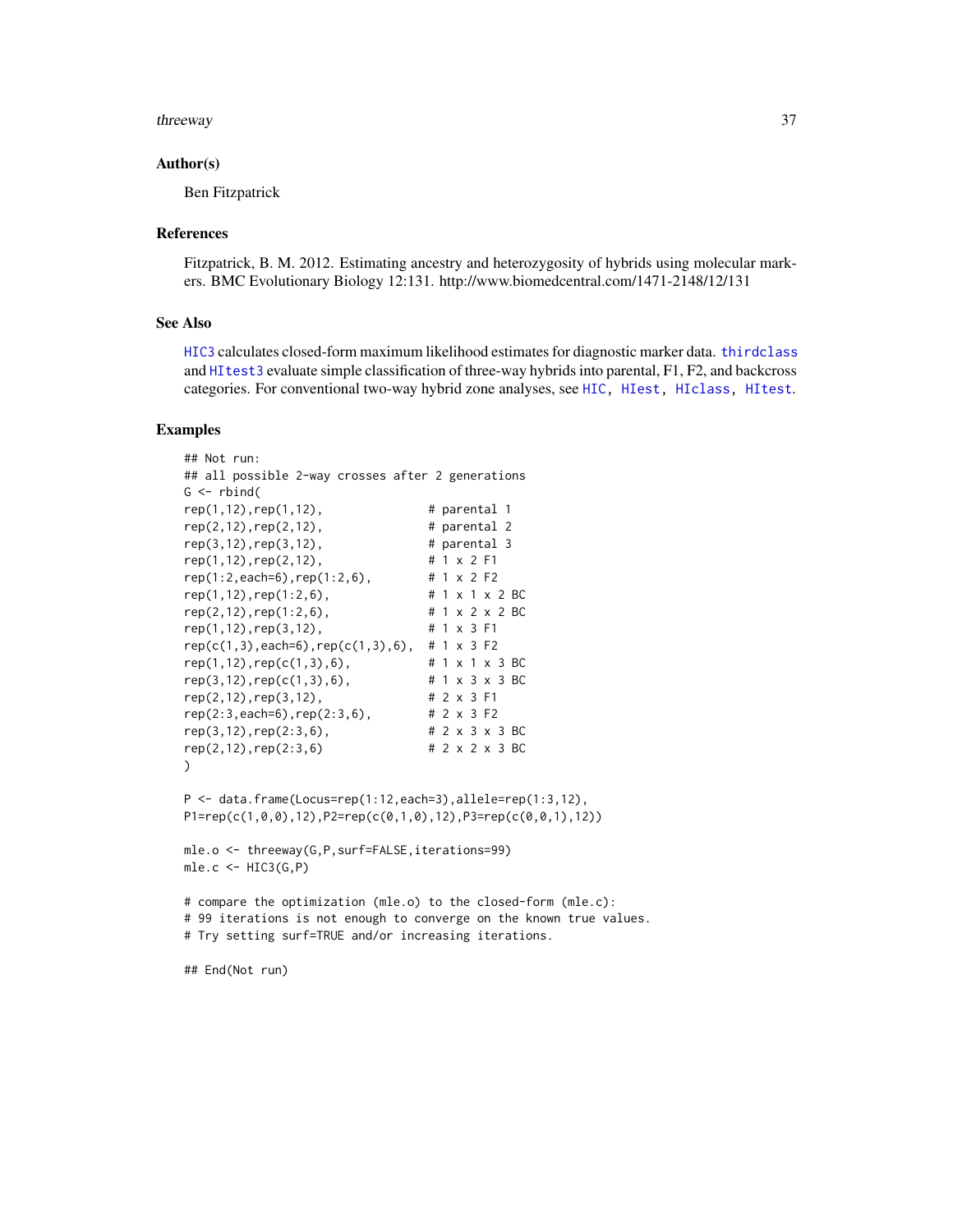## Author(s)

Ben Fitzpatrick

## References

Fitzpatrick, B. M. 2012. Estimating ancestry and heterozygosity of hybrids using molecular markers. BMC Evolutionary Biology 12:131. http://www.biomedcentral.com/1471-2148/12/131

## See Also

HIC3 calculates closed-form maximum likelihood estimates for diagnostic marker data. thirdclass and HItest3 evaluate simple classification of three-way hybrids into parental, F1, F2, and backcross categories. For conventional two-way hybrid zone analyses, see HIC, HIest, HIclass, HItest.

## Examples

```
## Not run:
## all possible 2-way crosses after 2 generations
G <- rbind(
rep(1,12),rep(1,12),               # parental 1
rep(2,12),rep(2,12),               # parental 2
rep(3,12),rep(3,12),               # parental 3
rep(1,12),rep(2,12),               # 1 x 2 F1
rep(1:2,each=6),rep(1:2,6),        # 1 x 2 F2
rep(1,12),rep(1:2,6),              # 1 x 1 x 2 BC
rep(2,12),rep(1:2,6),              # 1 x 2 x 2 BC
rep(1,12),rep(3,12),               # 1 x 3 F1
rep(c(1,3),each=6),rep(c(1,3),6),  # 1 x 3 F2
rep(1,12),rep(c(1,3),6),           # 1 x 1 x 3 BC
rep(3,12),rep(c(1,3),6),           # 1 x 3 x 3 BC
rep(2,12),rep(3,12),               # 2 x 3 F1
rep(2:3,each=6),rep(2:3,6),        # 2 x 3 F2
rep(3,12),rep(2:3,6),              # 2 x 3 x 3 BC
rep(2,12),rep(2:3,6)               # 2 x 2 x 3 BC
)

P <- data.frame(Locus=rep(1:12,each=3),allele=rep(1:3,12),
P1=rep(c(1,0,0),12),P2=rep(c(0,1,0),12),P3=rep(c(0,0,1),12))

mle.o <- threeway(G,P,surf=FALSE,iterations=99)
mle.c <- HIC3(G,P)

# compare the optimization (mle.o) to the closed-form (mle.c):
# 99 iterations is not enough to converge on the known true values.
# Try setting surf=TRUE and/or increasing iterations.

## End(Not run)
```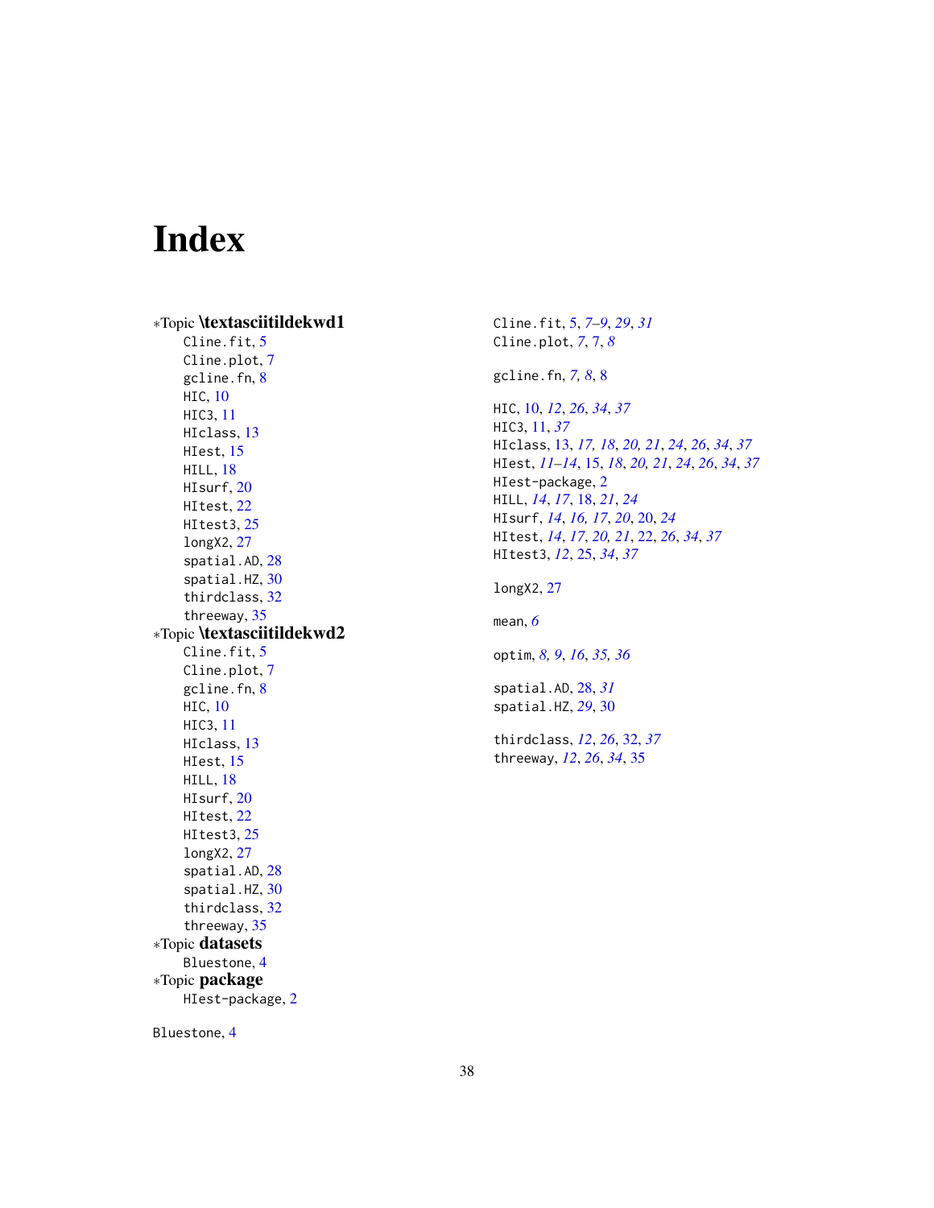# Index

∗Topic \textasciitildekwd1
- Cline.fit, 5
- Cline.plot, 7
- gcline.fn, 8
- HIC, 10
- HIC3, 11
- HIclass, 13
- HIest, 15
- HILL, 18
- HIsurf, 20
- HItest, 22
- HItest3, 25
- longX2, 27
- spatial.AD, 28
- spatial.HZ, 30
- thirdclass, 32
- threeway, 35

∗Topic \textasciitildekwd2
- Cline.fit, 5
- Cline.plot, 7
- gcline.fn, 8
- HIC, 10
- HIC3, 11
- HIclass, 13
- HIest, 15
- HILL, 18
- HIsurf, 20
- HItest, 22
- HItest3, 25
- longX2, 27
- spatial.AD, 28
- spatial.HZ, 30
- thirdclass, 32
- threeway, 35

∗Topic **datasets**
- Bluestone, 4

∗Topic **package**
- HIest-package, 2

Bluestone, 4

Cline.fit, 5, *7–9*, *29*, *31*
Cline.plot, *7*, 7, *8*

gcline.fn, *7, 8*, 8

HIC, 10, *12*, *26*, *34*, *37*
HIC3, 11, *37*
HIclass, 13, *17, 18*, *20, 21*, *24*, *26*, *34*, *37*
HIest, *11–14*, 15, *18*, *20, 21*, *24*, *26*, *34*, *37*
HIest-package, 2
HILL, *14*, *17*, 18, *21*, *24*
HIsurf, *14*, *16, 17*, *20*, 20, *24*
HItest, *14*, *17*, *20, 21*, 22, *26*, *34*, *37*
HItest3, *12*, 25, *34*, *37*

longX2, 27

mean, *6*

optim, *8, 9*, *16*, *35, 36*

spatial.AD, 28, *31*
spatial.HZ, *29*, 30

thirdclass, *12*, *26*, 32, *37*
threeway, *12*, *26*, *34*, 35